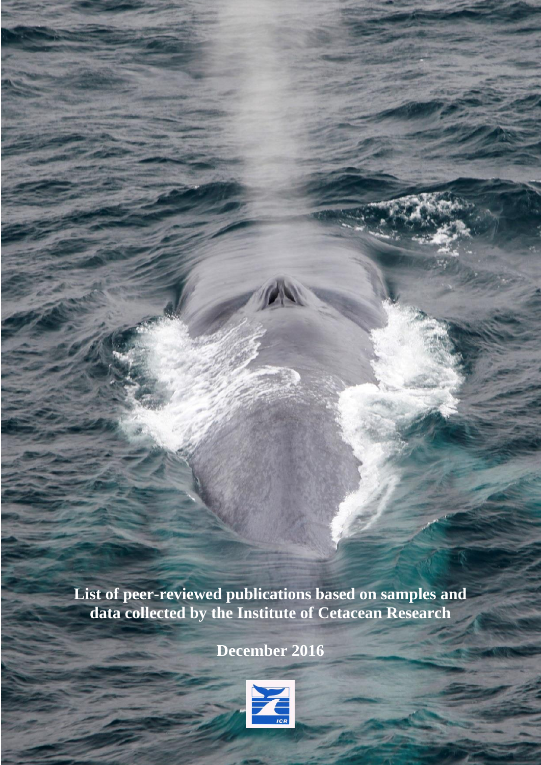# List of peer-reviewed publications based on samples and data collected by the Institute of Cetacean Research

December 2016

ICR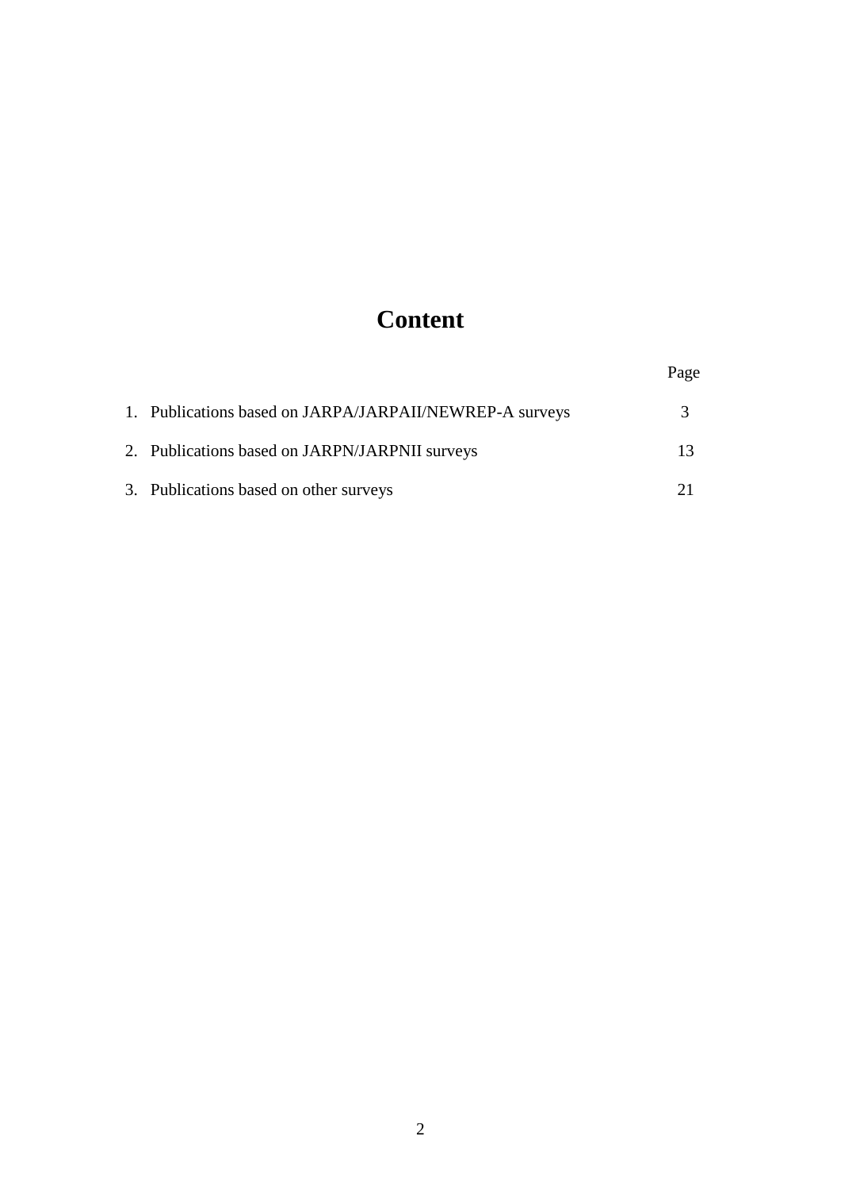# Content

| | Page |
|---|---|
| 1. Publications based on JARPA/JARPAII/NEWREP-A surveys | 3 |
| 2. Publications based on JARPN/JARPNII surveys | 13 |
| 3. Publications based on other surveys | 21 |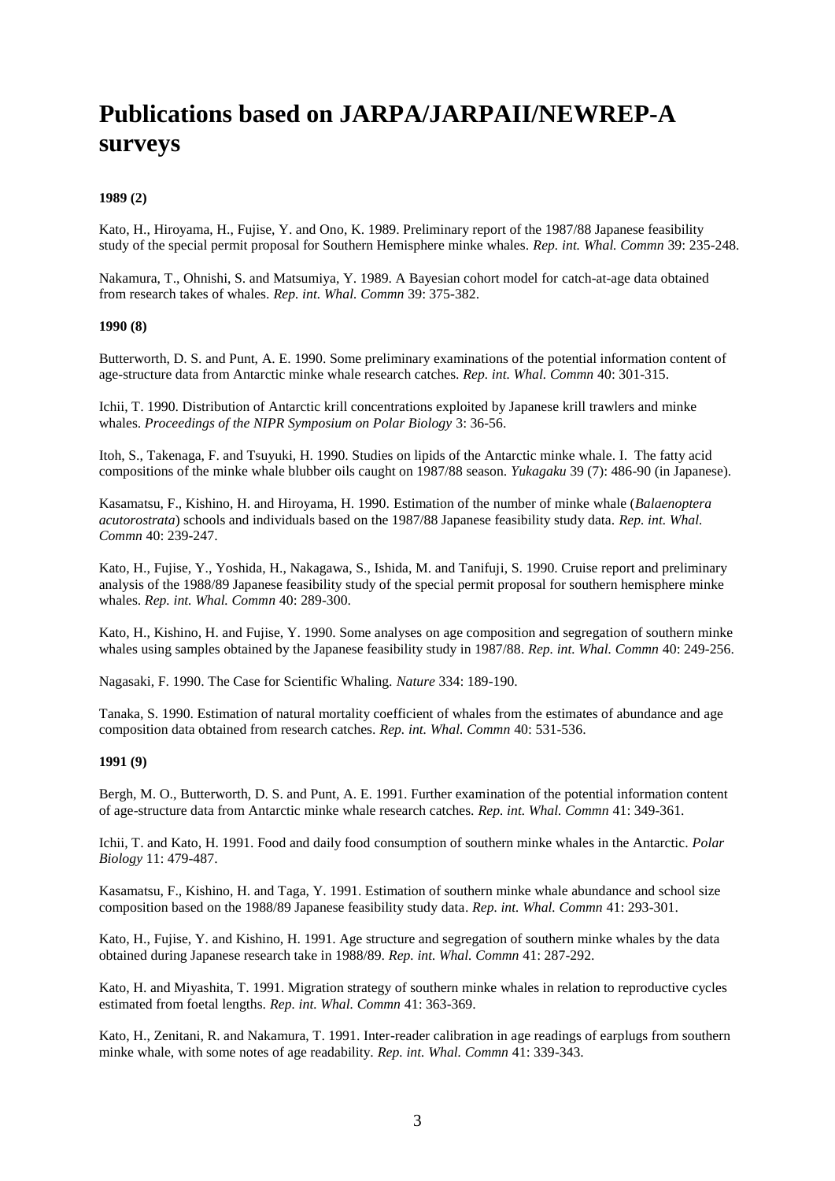# Publications based on JARPA/JARPAII/NEWREP-A surveys

**1989 (2)**

Kato, H., Hiroyama, H., Fujise, Y. and Ono, K. 1989. Preliminary report of the 1987/88 Japanese feasibility study of the special permit proposal for Southern Hemisphere minke whales. *Rep. int. Whal. Commn* 39: 235-248.

Nakamura, T., Ohnishi, S. and Matsumiya, Y. 1989. A Bayesian cohort model for catch-at-age data obtained from research takes of whales. *Rep. int. Whal. Commn* 39: 375-382.

**1990 (8)**

Butterworth, D. S. and Punt, A. E. 1990. Some preliminary examinations of the potential information content of age-structure data from Antarctic minke whale research catches. *Rep. int. Whal. Commn* 40: 301-315.

Ichii, T. 1990. Distribution of Antarctic krill concentrations exploited by Japanese krill trawlers and minke whales. *Proceedings of the NIPR Symposium on Polar Biology* 3: 36-56.

Itoh, S., Takenaga, F. and Tsuyuki, H. 1990. Studies on lipids of the Antarctic minke whale. I. The fatty acid compositions of the minke whale blubber oils caught on 1987/88 season. *Yukagaku* 39 (7): 486-90 (in Japanese).

Kasamatsu, F., Kishino, H. and Hiroyama, H. 1990. Estimation of the number of minke whale (*Balaenoptera acutorostrata*) schools and individuals based on the 1987/88 Japanese feasibility study data. *Rep. int. Whal. Commn* 40: 239-247.

Kato, H., Fujise, Y., Yoshida, H., Nakagawa, S., Ishida, M. and Tanifuji, S. 1990. Cruise report and preliminary analysis of the 1988/89 Japanese feasibility study of the special permit proposal for southern hemisphere minke whales. *Rep. int. Whal. Commn* 40: 289-300.

Kato, H., Kishino, H. and Fujise, Y. 1990. Some analyses on age composition and segregation of southern minke whales using samples obtained by the Japanese feasibility study in 1987/88. *Rep. int. Whal. Commn* 40: 249-256.

Nagasaki, F. 1990. The Case for Scientific Whaling. *Nature* 334: 189-190.

Tanaka, S. 1990. Estimation of natural mortality coefficient of whales from the estimates of abundance and age composition data obtained from research catches. *Rep. int. Whal. Commn* 40: 531-536.

**1991 (9)**

Bergh, M. O., Butterworth, D. S. and Punt, A. E. 1991. Further examination of the potential information content of age-structure data from Antarctic minke whale research catches. *Rep. int. Whal. Commn* 41: 349-361.

Ichii, T. and Kato, H. 1991. Food and daily food consumption of southern minke whales in the Antarctic. *Polar Biology* 11: 479-487.

Kasamatsu, F., Kishino, H. and Taga, Y. 1991. Estimation of southern minke whale abundance and school size composition based on the 1988/89 Japanese feasibility study data. *Rep. int. Whal. Commn* 41: 293-301.

Kato, H., Fujise, Y. and Kishino, H. 1991. Age structure and segregation of southern minke whales by the data obtained during Japanese research take in 1988/89. *Rep. int. Whal. Commn* 41: 287-292.

Kato, H. and Miyashita, T. 1991. Migration strategy of southern minke whales in relation to reproductive cycles estimated from foetal lengths. *Rep. int. Whal. Commn* 41: 363-369.

Kato, H., Zenitani, R. and Nakamura, T. 1991. Inter-reader calibration in age readings of earplugs from southern minke whale, with some notes of age readability. *Rep. int. Whal. Commn* 41: 339-343.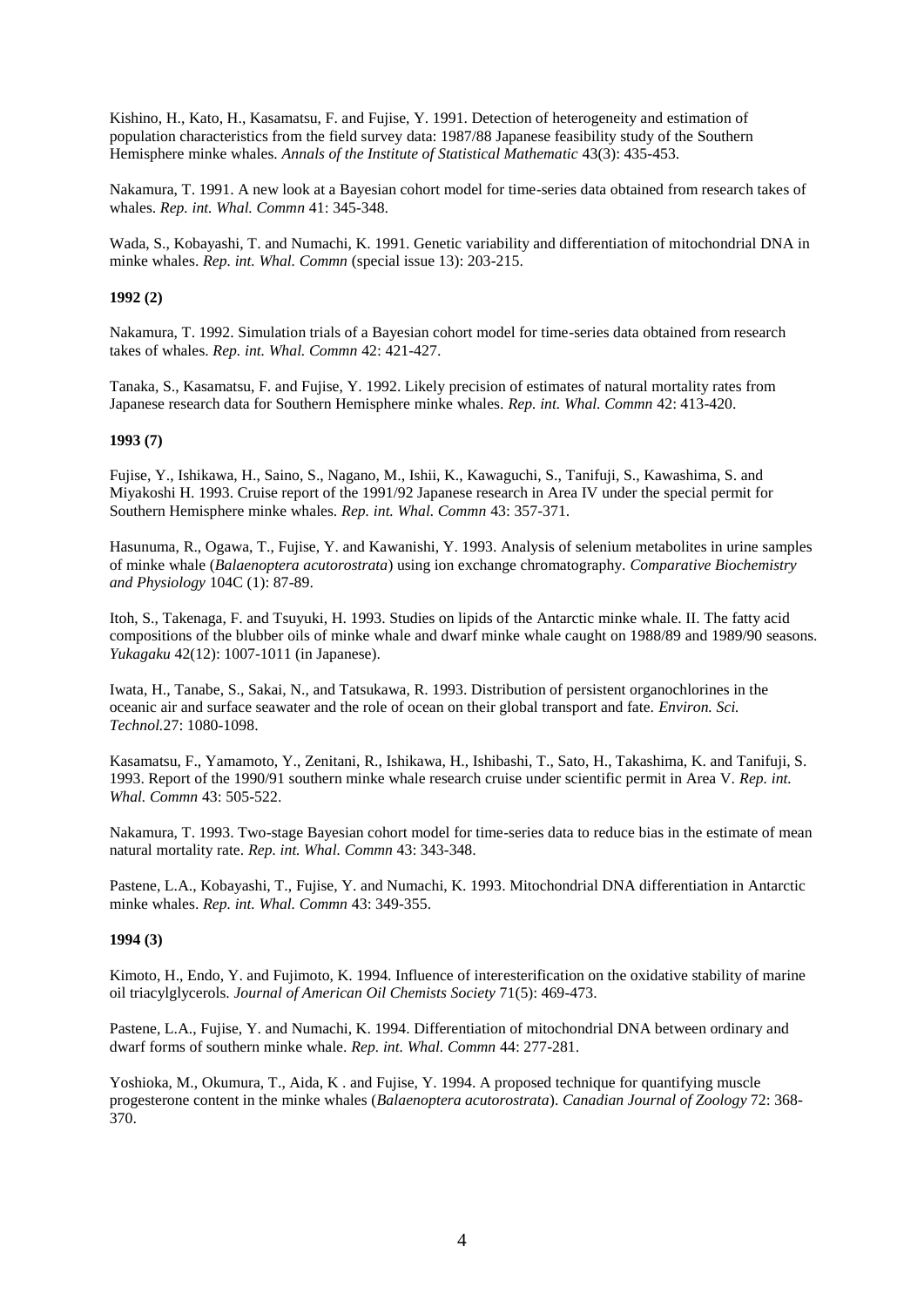Kishino, H., Kato, H., Kasamatsu, F. and Fujise, Y. 1991. Detection of heterogeneity and estimation of population characteristics from the field survey data: 1987/88 Japanese feasibility study of the Southern Hemisphere minke whales. *Annals of the Institute of Statistical Mathematic* 43(3): 435-453.

Nakamura, T. 1991. A new look at a Bayesian cohort model for time-series data obtained from research takes of whales. *Rep. int. Whal. Commn* 41: 345-348.

Wada, S., Kobayashi, T. and Numachi, K. 1991. Genetic variability and differentiation of mitochondrial DNA in minke whales. *Rep. int. Whal. Commn* (special issue 13): 203-215.

**1992 (2)**

Nakamura, T. 1992. Simulation trials of a Bayesian cohort model for time-series data obtained from research takes of whales. *Rep. int. Whal. Commn* 42: 421-427.

Tanaka, S., Kasamatsu, F. and Fujise, Y. 1992. Likely precision of estimates of natural mortality rates from Japanese research data for Southern Hemisphere minke whales. *Rep. int. Whal. Commn* 42: 413-420.

**1993 (7)**

Fujise, Y., Ishikawa, H., Saino, S., Nagano, M., Ishii, K., Kawaguchi, S., Tanifuji, S., Kawashima, S. and Miyakoshi H. 1993. Cruise report of the 1991/92 Japanese research in Area IV under the special permit for Southern Hemisphere minke whales. *Rep. int. Whal. Commn* 43: 357-371.

Hasunuma, R., Ogawa, T., Fujise, Y. and Kawanishi, Y. 1993. Analysis of selenium metabolites in urine samples of minke whale (*Balaenoptera acutorostrata*) using ion exchange chromatography. *Comparative Biochemistry and Physiology* 104C (1): 87-89.

Itoh, S., Takenaga, F. and Tsuyuki, H. 1993. Studies on lipids of the Antarctic minke whale. II. The fatty acid compositions of the blubber oils of minke whale and dwarf minke whale caught on 1988/89 and 1989/90 seasons. *Yukagaku* 42(12): 1007-1011 (in Japanese).

Iwata, H., Tanabe, S., Sakai, N., and Tatsukawa, R. 1993. Distribution of persistent organochlorines in the oceanic air and surface seawater and the role of ocean on their global transport and fate. *Environ. Sci. Technol.*27: 1080-1098.

Kasamatsu, F., Yamamoto, Y., Zenitani, R., Ishikawa, H., Ishibashi, T., Sato, H., Takashima, K. and Tanifuji, S. 1993. Report of the 1990/91 southern minke whale research cruise under scientific permit in Area V. *Rep. int. Whal. Commn* 43: 505-522.

Nakamura, T. 1993. Two-stage Bayesian cohort model for time-series data to reduce bias in the estimate of mean natural mortality rate. *Rep. int. Whal. Commn* 43: 343-348.

Pastene, L.A., Kobayashi, T., Fujise, Y. and Numachi, K. 1993. Mitochondrial DNA differentiation in Antarctic minke whales. *Rep. int. Whal. Commn* 43: 349-355.

**1994 (3)**

Kimoto, H., Endo, Y. and Fujimoto, K. 1994. Influence of interesterification on the oxidative stability of marine oil triacylglycerols. *Journal of American Oil Chemists Society* 71(5): 469-473.

Pastene, L.A., Fujise, Y. and Numachi, K. 1994. Differentiation of mitochondrial DNA between ordinary and dwarf forms of southern minke whale. *Rep. int. Whal. Commn* 44: 277-281.

Yoshioka, M., Okumura, T., Aida, K . and Fujise, Y. 1994. A proposed technique for quantifying muscle progesterone content in the minke whales (*Balaenoptera acutorostrata*). *Canadian Journal of Zoology* 72: 368-370.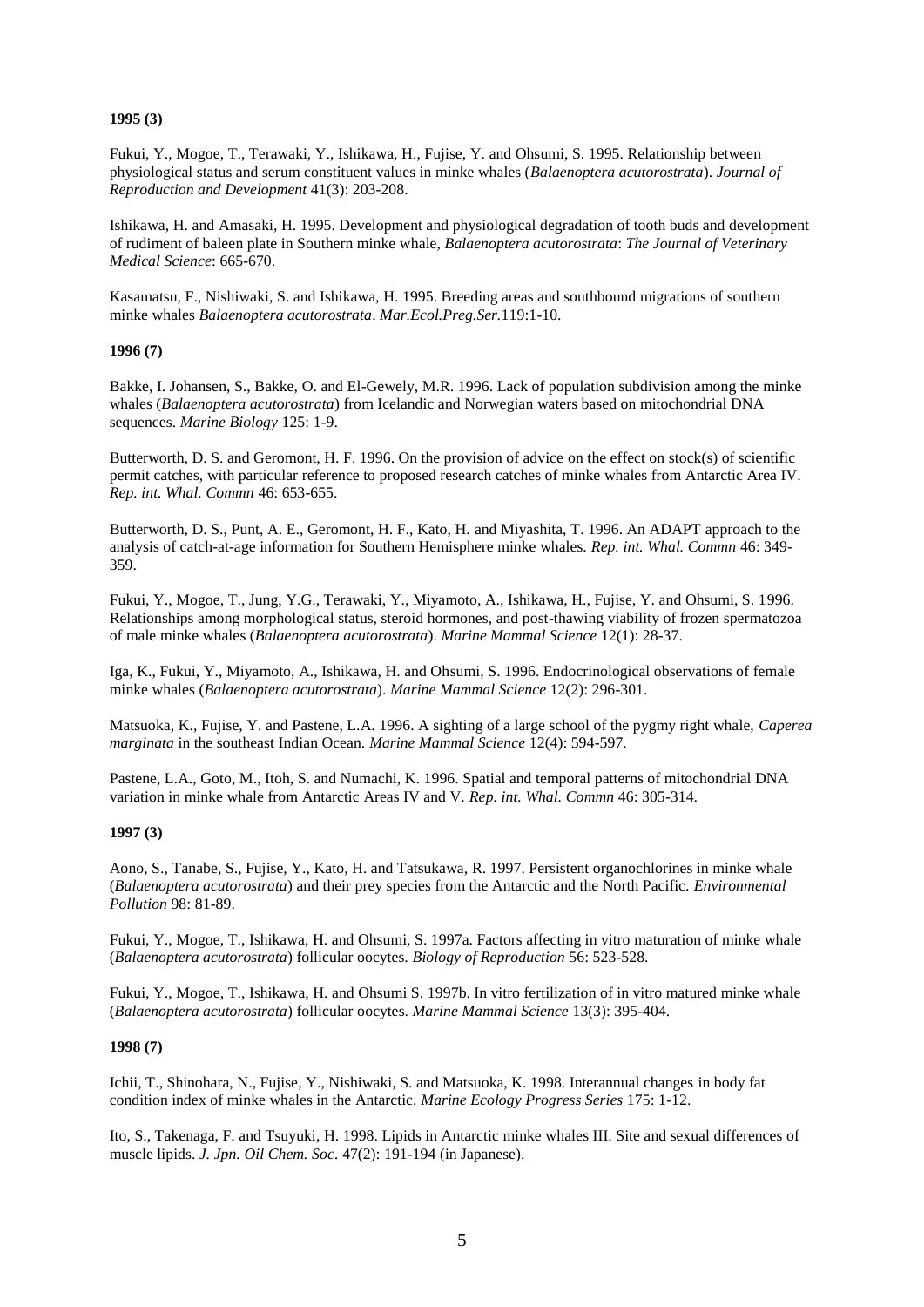**1995 (3)**

Fukui, Y., Mogoe, T., Terawaki, Y., Ishikawa, H., Fujise, Y. and Ohsumi, S. 1995. Relationship between physiological status and serum constituent values in minke whales (*Balaenoptera acutorostrata*). *Journal of Reproduction and Development* 41(3): 203-208.

Ishikawa, H. and Amasaki, H. 1995. Development and physiological degradation of tooth buds and development of rudiment of baleen plate in Southern minke whale, *Balaenoptera acutorostrata*: *The Journal of Veterinary Medical Science*: 665-670.

Kasamatsu, F., Nishiwaki, S. and Ishikawa, H. 1995. Breeding areas and southbound migrations of southern minke whales *Balaenoptera acutorostrata*. *Mar.Ecol.Preg.Ser.*119:1-10.

**1996 (7)**

Bakke, I. Johansen, S., Bakke, O. and El-Gewely, M.R. 1996. Lack of population subdivision among the minke whales (*Balaenoptera acutorostrata*) from Icelandic and Norwegian waters based on mitochondrial DNA sequences. *Marine Biology* 125: 1-9.

Butterworth, D. S. and Geromont, H. F. 1996. On the provision of advice on the effect on stock(s) of scientific permit catches, with particular reference to proposed research catches of minke whales from Antarctic Area IV. *Rep. int. Whal. Commn* 46: 653-655.

Butterworth, D. S., Punt, A. E., Geromont, H. F., Kato, H. and Miyashita, T. 1996. An ADAPT approach to the analysis of catch-at-age information for Southern Hemisphere minke whales. *Rep. int. Whal. Commn* 46: 349-359.

Fukui, Y., Mogoe, T., Jung, Y.G., Terawaki, Y., Miyamoto, A., Ishikawa, H., Fujise, Y. and Ohsumi, S. 1996. Relationships among morphological status, steroid hormones, and post-thawing viability of frozen spermatozoa of male minke whales (*Balaenoptera acutorostrata*). *Marine Mammal Science* 12(1): 28-37.

Iga, K., Fukui, Y., Miyamoto, A., Ishikawa, H. and Ohsumi, S. 1996. Endocrinological observations of female minke whales (*Balaenoptera acutorostrata*). *Marine Mammal Science* 12(2): 296-301.

Matsuoka, K., Fujise, Y. and Pastene, L.A. 1996. A sighting of a large school of the pygmy right whale, *Caperea marginata* in the southeast Indian Ocean. *Marine Mammal Science* 12(4): 594-597.

Pastene, L.A., Goto, M., Itoh, S. and Numachi, K. 1996. Spatial and temporal patterns of mitochondrial DNA variation in minke whale from Antarctic Areas IV and V. *Rep. int. Whal. Commn* 46: 305-314.

**1997 (3)**

Aono, S., Tanabe, S., Fujise, Y., Kato, H. and Tatsukawa, R. 1997. Persistent organochlorines in minke whale (*Balaenoptera acutorostrata*) and their prey species from the Antarctic and the North Pacific. *Environmental Pollution* 98: 81-89.

Fukui, Y., Mogoe, T., Ishikawa, H. and Ohsumi, S. 1997a. Factors affecting in vitro maturation of minke whale (*Balaenoptera acutorostrata*) follicular oocytes. *Biology of Reproduction* 56: 523-528.

Fukui, Y., Mogoe, T., Ishikawa, H. and Ohsumi S. 1997b. In vitro fertilization of in vitro matured minke whale (*Balaenoptera acutorostrata*) follicular oocytes. *Marine Mammal Science* 13(3): 395-404.

**1998 (7)**

Ichii, T., Shinohara, N., Fujise, Y., Nishiwaki, S. and Matsuoka, K. 1998. Interannual changes in body fat condition index of minke whales in the Antarctic. *Marine Ecology Progress Series* 175: 1-12.

Ito, S., Takenaga, F. and Tsuyuki, H. 1998. Lipids in Antarctic minke whales III. Site and sexual differences of muscle lipids. *J. Jpn. Oil Chem. Soc*. 47(2): 191-194 (in Japanese).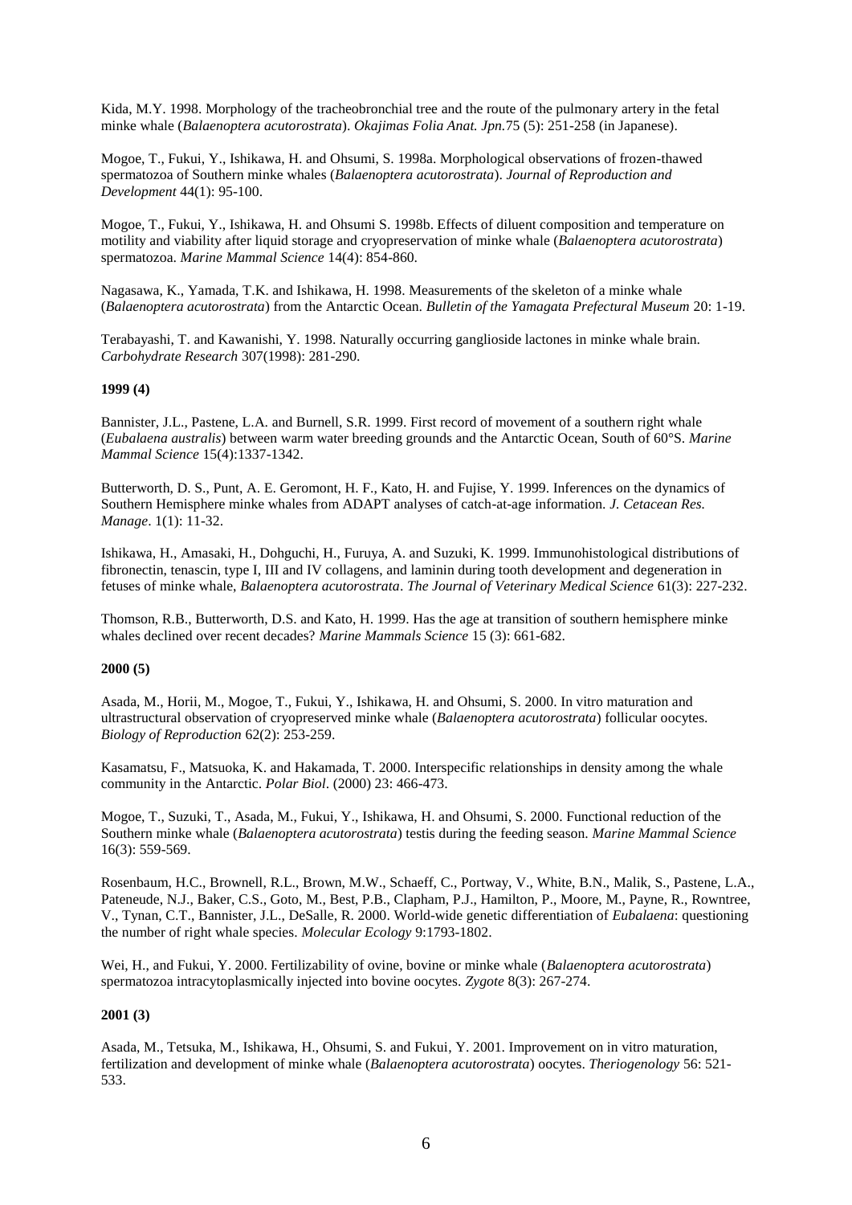Kida, M.Y. 1998. Morphology of the tracheobronchial tree and the route of the pulmonary artery in the fetal minke whale (*Balaenoptera acutorostrata*). *Okajimas Folia Anat. Jpn.*75 (5): 251-258 (in Japanese).

Mogoe, T., Fukui, Y., Ishikawa, H. and Ohsumi, S. 1998a. Morphological observations of frozen-thawed spermatozoa of Southern minke whales (*Balaenoptera acutorostrata*). *Journal of Reproduction and Development* 44(1): 95-100.

Mogoe, T., Fukui, Y., Ishikawa, H. and Ohsumi S. 1998b. Effects of diluent composition and temperature on motility and viability after liquid storage and cryopreservation of minke whale (*Balaenoptera acutorostrata*) spermatozoa. *Marine Mammal Science* 14(4): 854-860.

Nagasawa, K., Yamada, T.K. and Ishikawa, H. 1998. Measurements of the skeleton of a minke whale (*Balaenoptera acutorostrata*) from the Antarctic Ocean. *Bulletin of the Yamagata Prefectural Museum* 20: 1-19.

Terabayashi, T. and Kawanishi, Y. 1998. Naturally occurring ganglioside lactones in minke whale brain. *Carbohydrate Research* 307(1998): 281-290.

**1999 (4)**

Bannister, J.L., Pastene, L.A. and Burnell, S.R. 1999. First record of movement of a southern right whale (*Eubalaena australis*) between warm water breeding grounds and the Antarctic Ocean, South of 60°S. *Marine Mammal Science* 15(4):1337-1342.

Butterworth, D. S., Punt, A. E. Geromont, H. F., Kato, H. and Fujise, Y. 1999. Inferences on the dynamics of Southern Hemisphere minke whales from ADAPT analyses of catch-at-age information. *J. Cetacean Res. Manage*. 1(1): 11-32.

Ishikawa, H., Amasaki, H., Dohguchi, H., Furuya, A. and Suzuki, K. 1999. Immunohistological distributions of fibronectin, tenascin, type I, III and IV collagens, and laminin during tooth development and degeneration in fetuses of minke whale, *Balaenoptera acutorostrata*. *The Journal of Veterinary Medical Science* 61(3): 227-232.

Thomson, R.B., Butterworth, D.S. and Kato, H. 1999. Has the age at transition of southern hemisphere minke whales declined over recent decades? *Marine Mammals Science* 15 (3): 661-682.

**2000 (5)**

Asada, M., Horii, M., Mogoe, T., Fukui, Y., Ishikawa, H. and Ohsumi, S. 2000. In vitro maturation and ultrastructural observation of cryopreserved minke whale (*Balaenoptera acutorostrata*) follicular oocytes. *Biology of Reproduction* 62(2): 253-259.

Kasamatsu, F., Matsuoka, K. and Hakamada, T. 2000. Interspecific relationships in density among the whale community in the Antarctic. *Polar Biol*. (2000) 23: 466-473.

Mogoe, T., Suzuki, T., Asada, M., Fukui, Y., Ishikawa, H. and Ohsumi, S. 2000. Functional reduction of the Southern minke whale (*Balaenoptera acutorostrata*) testis during the feeding season. *Marine Mammal Science* 16(3): 559-569.

Rosenbaum, H.C., Brownell, R.L., Brown, M.W., Schaeff, C., Portway, V., White, B.N., Malik, S., Pastene, L.A., Pateneude, N.J., Baker, C.S., Goto, M., Best, P.B., Clapham, P.J., Hamilton, P., Moore, M., Payne, R., Rowntree, V., Tynan, C.T., Bannister, J.L., DeSalle, R. 2000. World-wide genetic differentiation of *Eubalaena*: questioning the number of right whale species. *Molecular Ecology* 9:1793-1802.

Wei, H., and Fukui, Y. 2000. Fertilizability of ovine, bovine or minke whale (*Balaenoptera acutorostrata*) spermatozoa intracytoplasmically injected into bovine oocytes. *Zygote* 8(3): 267-274.

**2001 (3)**

Asada, M., Tetsuka, M., Ishikawa, H., Ohsumi, S. and Fukui, Y. 2001. Improvement on in vitro maturation, fertilization and development of minke whale (*Balaenoptera acutorostrata*) oocytes. *Theriogenology* 56: 521-533.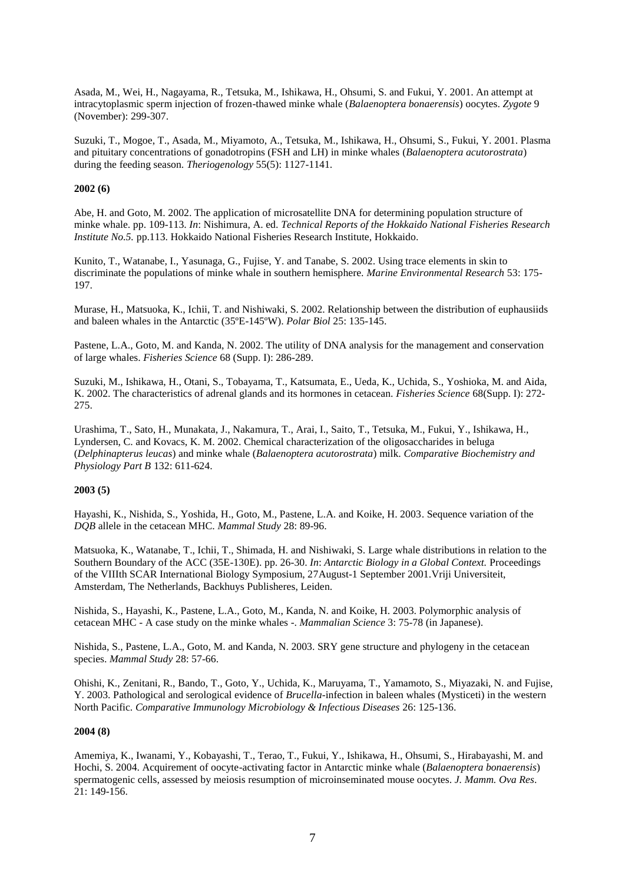Asada, M., Wei, H., Nagayama, R., Tetsuka, M., Ishikawa, H., Ohsumi, S. and Fukui, Y. 2001. An attempt at intracytoplasmic sperm injection of frozen-thawed minke whale (*Balaenoptera bonaerensis*) oocytes. *Zygote* 9 (November): 299-307.

Suzuki, T., Mogoe, T., Asada, M., Miyamoto, A., Tetsuka, M., Ishikawa, H., Ohsumi, S., Fukui, Y. 2001. Plasma and pituitary concentrations of gonadotropins (FSH and LH) in minke whales (*Balaenoptera acutorostrata*) during the feeding season. *Theriogenology* 55(5): 1127-1141.

**2002 (6)**

Abe, H. and Goto, M. 2002. The application of microsatellite DNA for determining population structure of minke whale. pp. 109-113. *In*: Nishimura, A. ed. *Technical Reports of the Hokkaido National Fisheries Research Institute No.5.* pp.113. Hokkaido National Fisheries Research Institute, Hokkaido.

Kunito, T., Watanabe, I., Yasunaga, G., Fujise, Y. and Tanabe, S. 2002. Using trace elements in skin to discriminate the populations of minke whale in southern hemisphere. *Marine Environmental Research* 53: 175-197.

Murase, H., Matsuoka, K., Ichii, T. and Nishiwaki, S. 2002. Relationship between the distribution of euphausiids and baleen whales in the Antarctic (35ºE-145ºW). *Polar Biol* 25: 135-145.

Pastene, L.A., Goto, M. and Kanda, N. 2002. The utility of DNA analysis for the management and conservation of large whales. *Fisheries Science* 68 (Supp. I): 286-289.

Suzuki, M., Ishikawa, H., Otani, S., Tobayama, T., Katsumata, E., Ueda, K., Uchida, S., Yoshioka, M. and Aida, K. 2002. The characteristics of adrenal glands and its hormones in cetacean. *Fisheries Science* 68(Supp. I): 272-275.

Urashima, T., Sato, H., Munakata, J., Nakamura, T., Arai, I., Saito, T., Tetsuka, M., Fukui, Y., Ishikawa, H., Lyndersen, C. and Kovacs, K. M. 2002. Chemical characterization of the oligosaccharides in beluga (*Delphinapterus leucas*) and minke whale (*Balaenoptera acutorostrata*) milk. *Comparative Biochemistry and Physiology Part B* 132: 611-624.

**2003 (5)**

Hayashi, K., Nishida, S., Yoshida, H., Goto, M., Pastene, L.A. and Koike, H. 2003. Sequence variation of the *DQB* allele in the cetacean MHC. *Mammal Study* 28: 89-96.

Matsuoka, K., Watanabe, T., Ichii, T., Shimada, H. and Nishiwaki, S. Large whale distributions in relation to the Southern Boundary of the ACC (35E-130E). pp. 26-30. *In*: *Antarctic Biology in a Global Context.* Proceedings of the VIIIth SCAR International Biology Symposium, 27August-1 September 2001.Vriji Universiteit, Amsterdam, The Netherlands, Backhuys Publisheres, Leiden.

Nishida, S., Hayashi, K., Pastene, L.A., Goto, M., Kanda, N. and Koike, H. 2003. Polymorphic analysis of cetacean MHC - A case study on the minke whales -. *Mammalian Science* 3: 75-78 (in Japanese).

Nishida, S., Pastene, L.A., Goto, M. and Kanda, N. 2003. SRY gene structure and phylogeny in the cetacean species. *Mammal Study* 28: 57-66.

Ohishi, K., Zenitani, R., Bando, T., Goto, Y., Uchida, K., Maruyama, T., Yamamoto, S., Miyazaki, N. and Fujise, Y. 2003. Pathological and serological evidence of *Brucella*-infection in baleen whales (Mysticeti) in the western North Pacific. *Comparative Immunology Microbiology & Infectious Diseases* 26: 125-136.

**2004 (8)**

Amemiya, K., Iwanami, Y., Kobayashi, T., Terao, T., Fukui, Y., Ishikawa, H., Ohsumi, S., Hirabayashi, M. and Hochi, S. 2004. Acquirement of oocyte-activating factor in Antarctic minke whale (*Balaenoptera bonaerensis*) spermatogenic cells, assessed by meiosis resumption of microinseminated mouse oocytes. *J. Mamm. Ova Res*. 21: 149-156.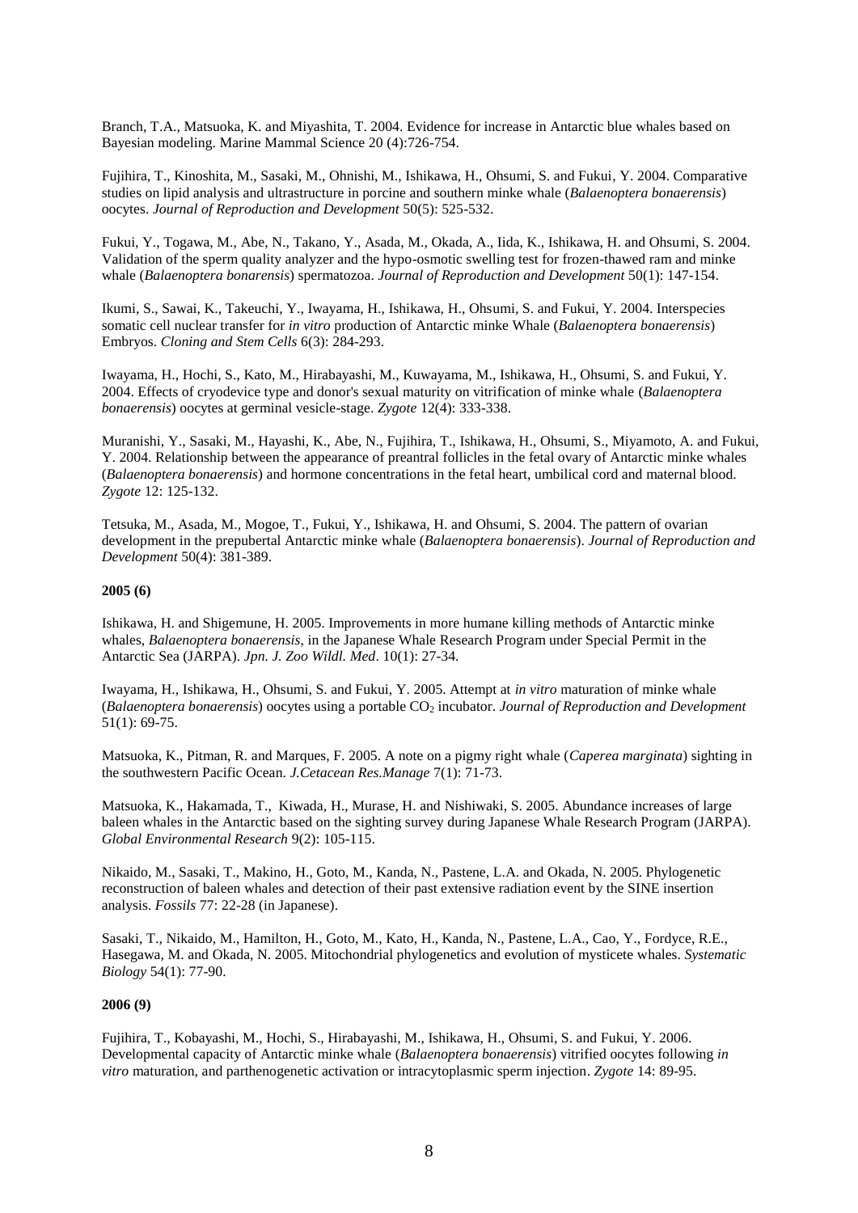Branch, T.A., Matsuoka, K. and Miyashita, T. 2004. Evidence for increase in Antarctic blue whales based on Bayesian modeling. Marine Mammal Science 20 (4):726-754.

Fujihira, T., Kinoshita, M., Sasaki, M., Ohnishi, M., Ishikawa, H., Ohsumi, S. and Fukui, Y. 2004. Comparative studies on lipid analysis and ultrastructure in porcine and southern minke whale (*Balaenoptera bonaerensis*) oocytes. *Journal of Reproduction and Development* 50(5): 525-532.

Fukui, Y., Togawa, M., Abe, N., Takano, Y., Asada, M., Okada, A., Iida, K., Ishikawa, H. and Ohsumi, S. 2004. Validation of the sperm quality analyzer and the hypo-osmotic swelling test for frozen-thawed ram and minke whale (*Balaenoptera bonarensis*) spermatozoa. *Journal of Reproduction and Development* 50(1): 147-154.

Ikumi, S., Sawai, K., Takeuchi, Y., Iwayama, H., Ishikawa, H., Ohsumi, S. and Fukui, Y. 2004. Interspecies somatic cell nuclear transfer for *in vitro* production of Antarctic minke Whale (*Balaenoptera bonaerensis*) Embryos. *Cloning and Stem Cells* 6(3): 284-293.

Iwayama, H., Hochi, S., Kato, M., Hirabayashi, M., Kuwayama, M., Ishikawa, H., Ohsumi, S. and Fukui, Y. 2004. Effects of cryodevice type and donor's sexual maturity on vitrification of minke whale (*Balaenoptera bonaerensis*) oocytes at germinal vesicle-stage. *Zygote* 12(4): 333-338.

Muranishi, Y., Sasaki, M., Hayashi, K., Abe, N., Fujihira, T., Ishikawa, H., Ohsumi, S., Miyamoto, A. and Fukui, Y. 2004. Relationship between the appearance of preantral follicles in the fetal ovary of Antarctic minke whales (*Balaenoptera bonaerensis*) and hormone concentrations in the fetal heart, umbilical cord and maternal blood. *Zygote* 12: 125-132.

Tetsuka, M., Asada, M., Mogoe, T., Fukui, Y., Ishikawa, H. and Ohsumi, S. 2004. The pattern of ovarian development in the prepubertal Antarctic minke whale (*Balaenoptera bonaerensis*). *Journal of Reproduction and Development* 50(4): 381-389.

**2005 (6)**

Ishikawa, H. and Shigemune, H. 2005. Improvements in more humane killing methods of Antarctic minke whales, *Balaenoptera bonaerensis*, in the Japanese Whale Research Program under Special Permit in the Antarctic Sea (JARPA). *Jpn. J. Zoo Wildl. Med*. 10(1): 27-34.

Iwayama, H., Ishikawa, H., Ohsumi, S. and Fukui, Y. 2005. Attempt at *in vitro* maturation of minke whale (*Balaenoptera bonaerensis*) oocytes using a portable $CO_2$ incubator. *Journal of Reproduction and Development* 51(1): 69-75.

Matsuoka, K., Pitman, R. and Marques, F. 2005. A note on a pigmy right whale (*Caperea marginata*) sighting in the southwestern Pacific Ocean. *J.Cetacean Res.Manage* 7(1): 71-73.

Matsuoka, K., Hakamada, T., Kiwada, H., Murase, H. and Nishiwaki, S. 2005. Abundance increases of large baleen whales in the Antarctic based on the sighting survey during Japanese Whale Research Program (JARPA). *Global Environmental Research* 9(2): 105-115.

Nikaido, M., Sasaki, T., Makino, H., Goto, M., Kanda, N., Pastene, L.A. and Okada, N. 2005. Phylogenetic reconstruction of baleen whales and detection of their past extensive radiation event by the SINE insertion analysis. *Fossils* 77: 22-28 (in Japanese).

Sasaki, T., Nikaido, M., Hamilton, H., Goto, M., Kato, H., Kanda, N., Pastene, L.A., Cao, Y., Fordyce, R.E., Hasegawa, M. and Okada, N. 2005. Mitochondrial phylogenetics and evolution of mysticete whales. *Systematic Biology* 54(1): 77-90.

**2006 (9)**

Fujihira, T., Kobayashi, M., Hochi, S., Hirabayashi, M., Ishikawa, H., Ohsumi, S. and Fukui, Y. 2006. Developmental capacity of Antarctic minke whale (*Balaenoptera bonaerensis*) vitrified oocytes following *in vitro* maturation, and parthenogenetic activation or intracytoplasmic sperm injection. *Zygote* 14: 89-95.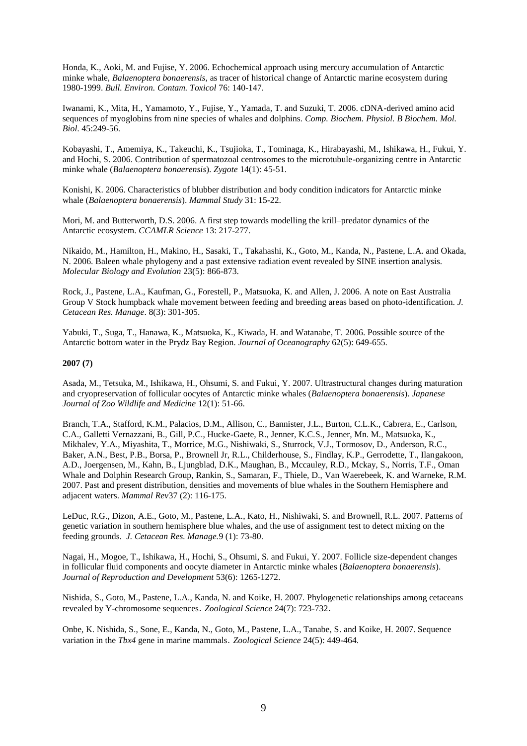Honda, K., Aoki, M. and Fujise, Y. 2006. Echochemical approach using mercury accumulation of Antarctic minke whale, *Balaenoptera bonaerensis,* as tracer of historical change of Antarctic marine ecosystem during 1980-1999. *Bull. Environ. Contam. Toxicol* 76: 140-147.

Iwanami, K., Mita, H., Yamamoto, Y., Fujise, Y., Yamada, T. and Suzuki, T. 2006. cDNA-derived amino acid sequences of myoglobins from nine species of whales and dolphins. *Comp. Biochem. Physiol. B Biochem. Mol. Biol.* 45:249-56.

Kobayashi, T., Amemiya, K., Takeuchi, K., Tsujioka, T., Tominaga, K., Hirabayashi, M., Ishikawa, H., Fukui, Y. and Hochi, S. 2006. Contribution of spermatozoal centrosomes to the microtubule-organizing centre in Antarctic minke whale (*Balaenoptera bonaerensis*). *Zygote* 14(1): 45-51.

Konishi, K. 2006. Characteristics of blubber distribution and body condition indicators for Antarctic minke whale (*Balaenoptera bonaerensis*). *Mammal Study* 31: 15-22.

Mori, M. and Butterworth, D.S. 2006. A first step towards modelling the krill–predator dynamics of the Antarctic ecosystem. *CCAMLR Science* 13: 217-277.

Nikaido, M., Hamilton, H., Makino, H., Sasaki, T., Takahashi, K., Goto, M., Kanda, N., Pastene, L.A. and Okada, N. 2006. Baleen whale phylogeny and a past extensive radiation event revealed by SINE insertion analysis. *Molecular Biology and Evolution* 23(5): 866-873.

Rock, J., Pastene, L.A., Kaufman, G., Forestell, P., Matsuoka, K. and Allen, J. 2006. A note on East Australia Group V Stock humpback whale movement between feeding and breeding areas based on photo-identification. *J. Cetacean Res. Manage*. 8(3): 301-305.

Yabuki, T., Suga, T., Hanawa, K., Matsuoka, K., Kiwada, H. and Watanabe, T. 2006. Possible source of the Antarctic bottom water in the Prydz Bay Region. *Journal of Oceanography* 62(5): 649-655.

**2007 (7)**

Asada, M., Tetsuka, M., Ishikawa, H., Ohsumi, S. and Fukui, Y. 2007. Ultrastructural changes during maturation and cryopreservation of follicular oocytes of Antarctic minke whales (*Balaenoptera bonaerensis*). *Japanese Journal of Zoo Wildlife and Medicine* 12(1): 51-66.

Branch, T.A., Stafford, K.M., Palacios, D.M., Allison, C., Bannister, J.L., Burton, C.L.K., Cabrera, E., Carlson, C.A., Galletti Vernazzani, B., Gill, P.C., Hucke-Gaete, R., Jenner, K.C.S., Jenner, Mn. M., Matsuoka, K., Mikhalev, Y.A., Miyashita, T., Morrice, M.G., Nishiwaki, S., Sturrock, V.J., Tormosov, D., Anderson, R.C., Baker, A.N., Best, P.B., Borsa, P., Brownell Jr, R.L., Childerhouse, S., Findlay, K.P., Gerrodette, T., Ilangakoon, A.D., Joergensen, M., Kahn, B., Ljungblad, D.K., Maughan, B., Mccauley, R.D., Mckay, S., Norris, T.F., Oman Whale and Dolphin Research Group, Rankin, S., Samaran, F., Thiele, D., Van Waerebeek, K. and Warneke, R.M. 2007. Past and present distribution, densities and movements of blue whales in the Southern Hemisphere and adjacent waters. *Mammal Rev*37 (2): 116-175.

LeDuc, R.G., Dizon, A.E., Goto, M., Pastene, L.A., Kato, H., Nishiwaki, S. and Brownell, R.L. 2007. Patterns of genetic variation in southern hemisphere blue whales, and the use of assignment test to detect mixing on the feeding grounds. *J. Cetacean Res. Manage.*9 (1): 73-80.

Nagai, H., Mogoe, T., Ishikawa, H., Hochi, S., Ohsumi, S. and Fukui, Y. 2007. Follicle size-dependent changes in follicular fluid components and oocyte diameter in Antarctic minke whales (*Balaenoptera bonaerensis*). *Journal of Reproduction and Development* 53(6): 1265-1272.

Nishida, S., Goto, M., Pastene, L.A., Kanda, N. and Koike, H. 2007. Phylogenetic relationships among cetaceans revealed by Y-chromosome sequences. *Zoological Science* 24(7): 723-732.

Onbe, K. Nishida, S., Sone, E., Kanda, N., Goto, M., Pastene, L.A., Tanabe, S. and Koike, H. 2007. Sequence variation in the *Tbx4* gene in marine mammals. *Zoological Science* 24(5): 449-464.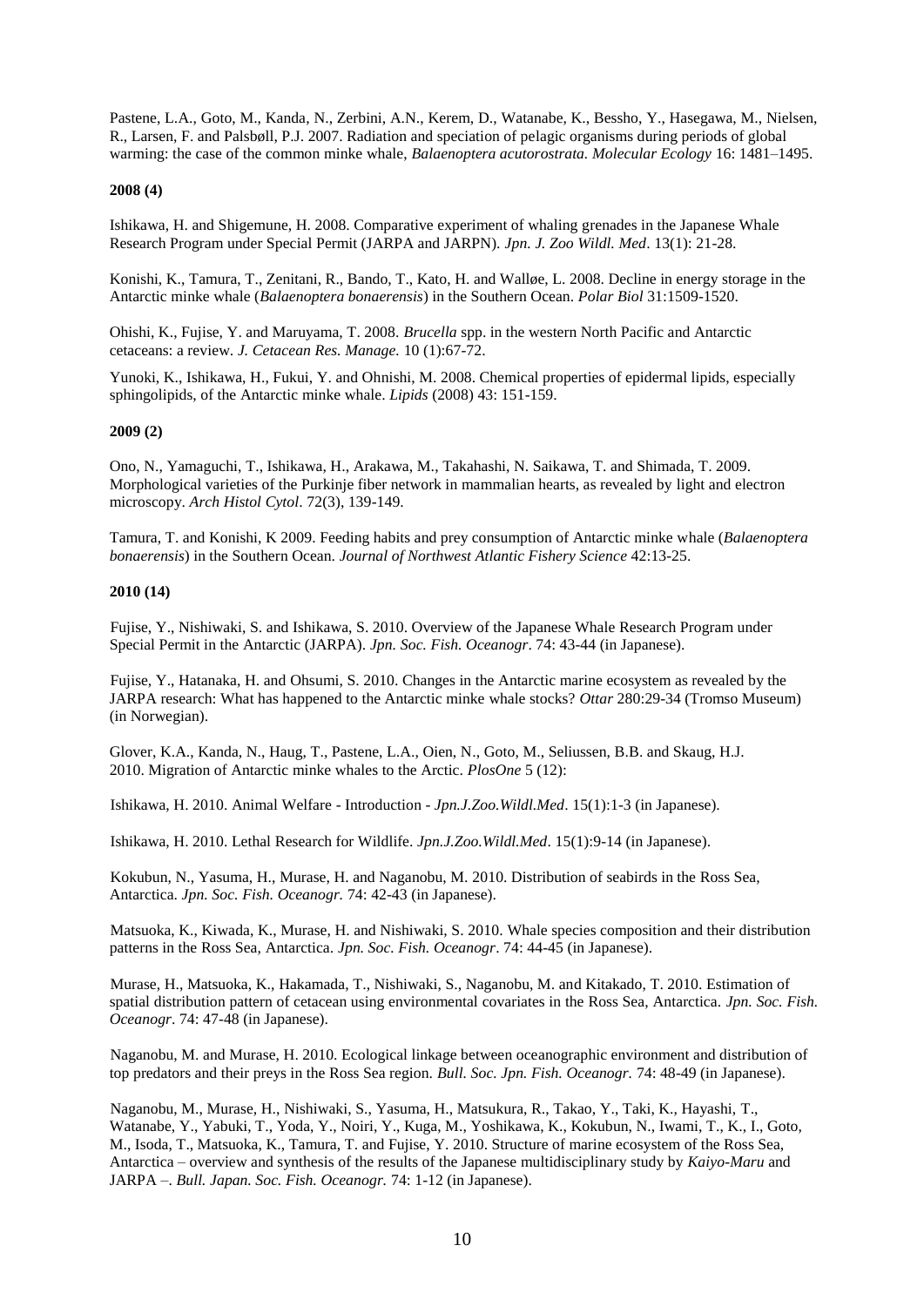Pastene, L.A., Goto, M., Kanda, N., Zerbini, A.N., Kerem, D., Watanabe, K., Bessho, Y., Hasegawa, M., Nielsen, R., Larsen, F. and Palsbøll, P.J. 2007. Radiation and speciation of pelagic organisms during periods of global warming: the case of the common minke whale, *Balaenoptera acutorostrata. Molecular Ecology* 16: 1481–1495.

**2008 (4)**

Ishikawa, H. and Shigemune, H. 2008. Comparative experiment of whaling grenades in the Japanese Whale Research Program under Special Permit (JARPA and JARPN). *Jpn. J. Zoo Wildl. Med*. 13(1): 21-28.

Konishi, K., Tamura, T., Zenitani, R., Bando, T., Kato, H. and Walløe, L. 2008. Decline in energy storage in the Antarctic minke whale (*Balaenoptera bonaerensis*) in the Southern Ocean. *Polar Biol* 31:1509-1520.

Ohishi, K., Fujise, Y. and Maruyama, T. 2008. *Brucella* spp. in the western North Pacific and Antarctic cetaceans: a review. *J. Cetacean Res. Manage.* 10 (1):67-72.

Yunoki, K., Ishikawa, H., Fukui, Y. and Ohnishi, M. 2008. Chemical properties of epidermal lipids, especially sphingolipids, of the Antarctic minke whale. *Lipids* (2008) 43: 151-159.

**2009 (2)**

Ono, N., Yamaguchi, T., Ishikawa, H., Arakawa, M., Takahashi, N. Saikawa, T. and Shimada, T. 2009. Morphological varieties of the Purkinje fiber network in mammalian hearts, as revealed by light and electron microscopy. *Arch Histol Cytol*. 72(3), 139-149.

Tamura, T. and Konishi, K 2009. Feeding habits and prey consumption of Antarctic minke whale (*Balaenoptera bonaerensis*) in the Southern Ocean. *Journal of Northwest Atlantic Fishery Science* 42:13-25.

**2010 (14)**

Fujise, Y., Nishiwaki, S. and Ishikawa, S. 2010. Overview of the Japanese Whale Research Program under Special Permit in the Antarctic (JARPA). *Jpn. Soc. Fish. Oceanogr*. 74: 43-44 (in Japanese).

Fujise, Y., Hatanaka, H. and Ohsumi, S. 2010. Changes in the Antarctic marine ecosystem as revealed by the JARPA research: What has happened to the Antarctic minke whale stocks? *Ottar* 280:29-34 (Tromso Museum) (in Norwegian).

Glover, K.A., Kanda, N., Haug, T., Pastene, L.A., Oien, N., Goto, M., Seliussen, B.B. and Skaug, H.J. 2010. Migration of Antarctic minke whales to the Arctic. *PlosOne* 5 (12):

Ishikawa, H. 2010. Animal Welfare - Introduction - *Jpn.J.Zoo.Wildl.Med*. 15(1):1-3 (in Japanese).

Ishikawa, H. 2010. Lethal Research for Wildlife. *Jpn.J.Zoo.Wildl.Med*. 15(1):9-14 (in Japanese).

Kokubun, N., Yasuma, H., Murase, H. and Naganobu, M. 2010. Distribution of seabirds in the Ross Sea, Antarctica. *Jpn. Soc. Fish. Oceanogr.* 74: 42-43 (in Japanese).

Matsuoka, K., Kiwada, K., Murase, H. and Nishiwaki, S. 2010. Whale species composition and their distribution patterns in the Ross Sea, Antarctica. *Jpn. Soc. Fish. Oceanogr*. 74: 44-45 (in Japanese).

Murase, H., Matsuoka, K., Hakamada, T., Nishiwaki, S., Naganobu, M. and Kitakado, T. 2010. Estimation of spatial distribution pattern of cetacean using environmental covariates in the Ross Sea, Antarctica. *Jpn. Soc. Fish. Oceanogr*. 74: 47-48 (in Japanese).

Naganobu, M. and Murase, H. 2010. Ecological linkage between oceanographic environment and distribution of top predators and their preys in the Ross Sea region. *Bull. Soc. Jpn. Fish. Oceanogr.* 74: 48-49 (in Japanese).

Naganobu, M., Murase, H., Nishiwaki, S., Yasuma, H., Matsukura, R., Takao, Y., Taki, K., Hayashi, T., Watanabe, Y., Yabuki, T., Yoda, Y., Noiri, Y., Kuga, M., Yoshikawa, K., Kokubun, N., Iwami, T., K., I., Goto, M., Isoda, T., Matsuoka, K., Tamura, T. and Fujise, Y. 2010. Structure of marine ecosystem of the Ross Sea, Antarctica – overview and synthesis of the results of the Japanese multidisciplinary study by *Kaiyo-Maru* and JARPA –. *Bull. Japan. Soc. Fish. Oceanogr.* 74: 1-12 (in Japanese).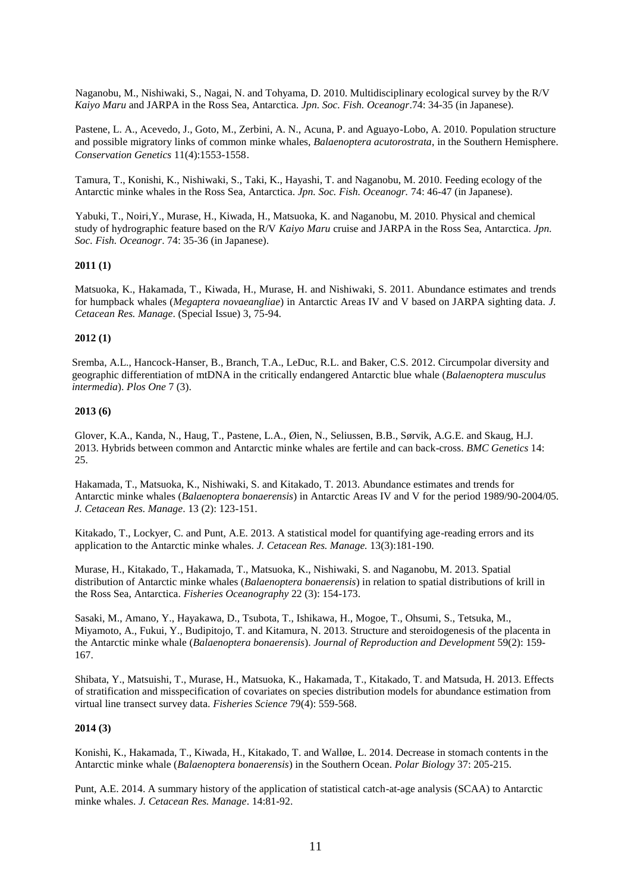Naganobu, M., Nishiwaki, S., Nagai, N. and Tohyama, D. 2010. Multidisciplinary ecological survey by the R/V *Kaiyo Maru* and JARPA in the Ross Sea, Antarctica. *Jpn. Soc. Fish. Oceanogr*.74: 34-35 (in Japanese).

Pastene, L. A., Acevedo, J., Goto, M., Zerbini, A. N., Acuna, P. and Aguayo-Lobo, A. 2010. Population structure and possible migratory links of common minke whales, *Balaenoptera acutorostrata*, in the Southern Hemisphere. *Conservation Genetics* 11(4):1553-1558.

Tamura, T., Konishi, K., Nishiwaki, S., Taki, K., Hayashi, T. and Naganobu, M. 2010. Feeding ecology of the Antarctic minke whales in the Ross Sea, Antarctica. *Jpn. Soc. Fish. Oceanogr.* 74: 46-47 (in Japanese).

Yabuki, T., Noiri,Y., Murase, H., Kiwada, H., Matsuoka, K. and Naganobu, M. 2010. Physical and chemical study of hydrographic feature based on the R/V *Kaiyo Maru* cruise and JARPA in the Ross Sea, Antarctica. *Jpn. Soc. Fish. Oceanogr*. 74: 35-36 (in Japanese).

**2011 (1)**

Matsuoka, K., Hakamada, T., Kiwada, H., Murase, H. and Nishiwaki, S. 2011. Abundance estimates and trends for humpback whales (*Megaptera novaeangliae*) in Antarctic Areas IV and V based on JARPA sighting data. *J. Cetacean Res. Manage*. (Special Issue) 3, 75-94.

**2012 (1)**

Sremba, A.L., Hancock-Hanser, B., Branch, T.A., LeDuc, R.L. and Baker, C.S. 2012. Circumpolar diversity and geographic differentiation of mtDNA in the critically endangered Antarctic blue whale (*Balaenoptera musculus intermedia*). *Plos One* 7 (3).

**2013 (6)**

Glover, K.A., Kanda, N., Haug, T., Pastene, L.A., Øien, N., Seliussen, B.B., Sørvik, A.G.E. and Skaug, H.J. 2013. Hybrids between common and Antarctic minke whales are fertile and can back-cross. *BMC Genetics* 14: 25.

Hakamada, T., Matsuoka, K., Nishiwaki, S. and Kitakado, T. 2013. Abundance estimates and trends for Antarctic minke whales (*Balaenoptera bonaerensis*) in Antarctic Areas IV and V for the period 1989/90-2004/05. *J. Cetacean Res. Manage*. 13 (2): 123-151.

Kitakado, T., Lockyer, C. and Punt, A.E. 2013. A statistical model for quantifying age-reading errors and its application to the Antarctic minke whales. *J. Cetacean Res. Manage.* 13(3):181-190.

Murase, H., Kitakado, T., Hakamada, T., Matsuoka, K., Nishiwaki, S. and Naganobu, M. 2013. Spatial distribution of Antarctic minke whales (*Balaenoptera bonaerensis*) in relation to spatial distributions of krill in the Ross Sea, Antarctica. *Fisheries Oceanography* 22 (3): 154-173.

Sasaki, M., Amano, Y., Hayakawa, D., Tsubota, T., Ishikawa, H., Mogoe, T., Ohsumi, S., Tetsuka, M., Miyamoto, A., Fukui, Y., Budipitojo, T. and Kitamura, N. 2013. Structure and steroidogenesis of the placenta in the Antarctic minke whale (*Balaenoptera bonaerensis*). *Journal of Reproduction and Development* 59(2): 159-167.

Shibata, Y., Matsuishi, T., Murase, H., Matsuoka, K., Hakamada, T., Kitakado, T. and Matsuda, H. 2013. Effects of stratification and misspecification of covariates on species distribution models for abundance estimation from virtual line transect survey data. *Fisheries Science* 79(4): 559-568.

**2014 (3)**

Konishi, K., Hakamada, T., Kiwada, H., Kitakado, T. and Walløe, L. 2014. Decrease in stomach contents in the Antarctic minke whale (*Balaenoptera bonaerensis*) in the Southern Ocean. *Polar Biology* 37: 205-215.

Punt, A.E. 2014. A summary history of the application of statistical catch-at-age analysis (SCAA) to Antarctic minke whales. *J. Cetacean Res. Manage*. 14:81-92.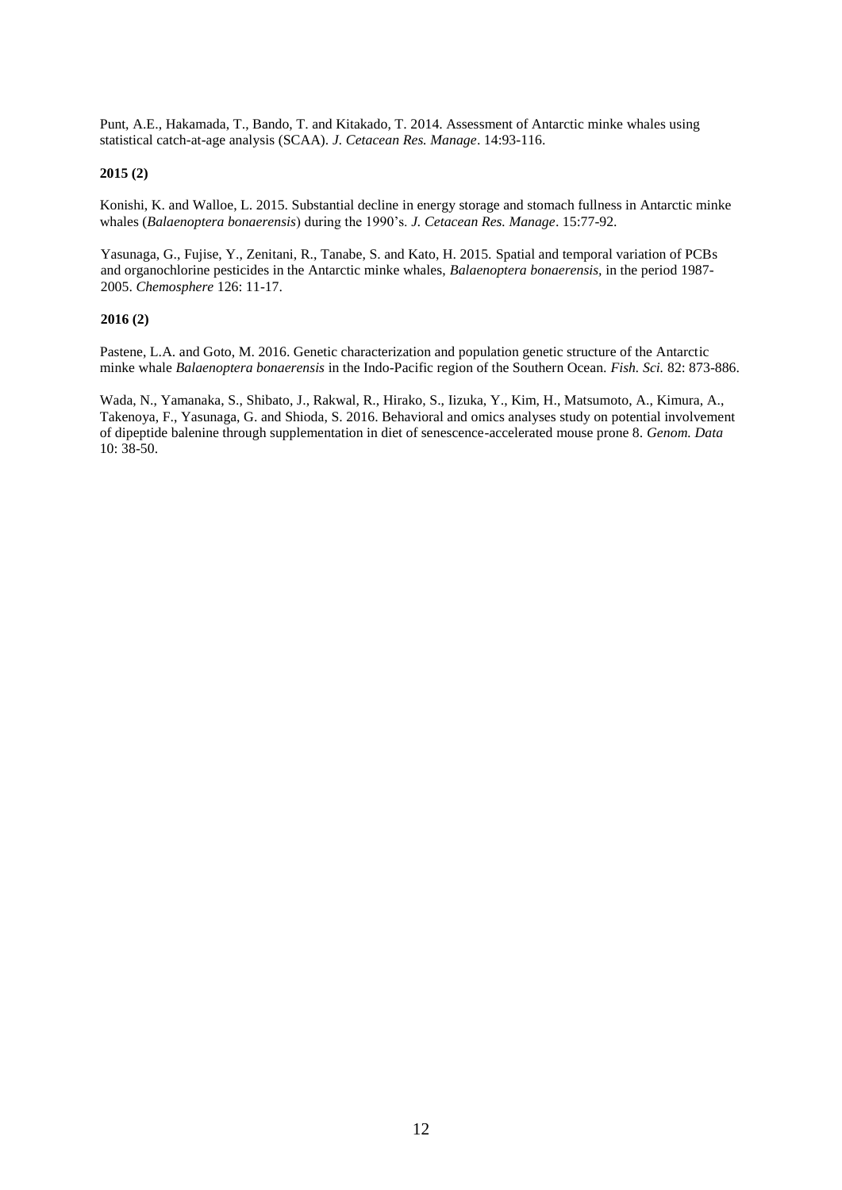Punt, A.E., Hakamada, T., Bando, T. and Kitakado, T. 2014. Assessment of Antarctic minke whales using statistical catch-at-age analysis (SCAA). *J. Cetacean Res. Manage*. 14:93-116.

**2015 (2)**

Konishi, K. and Walloe, L. 2015. Substantial decline in energy storage and stomach fullness in Antarctic minke whales (*Balaenoptera bonaerensis*) during the 1990's. *J. Cetacean Res. Manage*. 15:77-92.

Yasunaga, G., Fujise, Y., Zenitani, R., Tanabe, S. and Kato, H. 2015. Spatial and temporal variation of PCBs and organochlorine pesticides in the Antarctic minke whales, *Balaenoptera bonaerensis*, in the period 1987-2005. *Chemosphere* 126: 11-17.

**2016 (2)**

Pastene, L.A. and Goto, M. 2016. Genetic characterization and population genetic structure of the Antarctic minke whale *Balaenoptera bonaerensis* in the Indo-Pacific region of the Southern Ocean. *Fish. Sci.* 82: 873-886.

Wada, N., Yamanaka, S., Shibato, J., Rakwal, R., Hirako, S., Iizuka, Y., Kim, H., Matsumoto, A., Kimura, A., Takenoya, F., Yasunaga, G. and Shioda, S. 2016. Behavioral and omics analyses study on potential involvement of dipeptide balenine through supplementation in diet of senescence-accelerated mouse prone 8. *Genom. Data* 10: 38-50.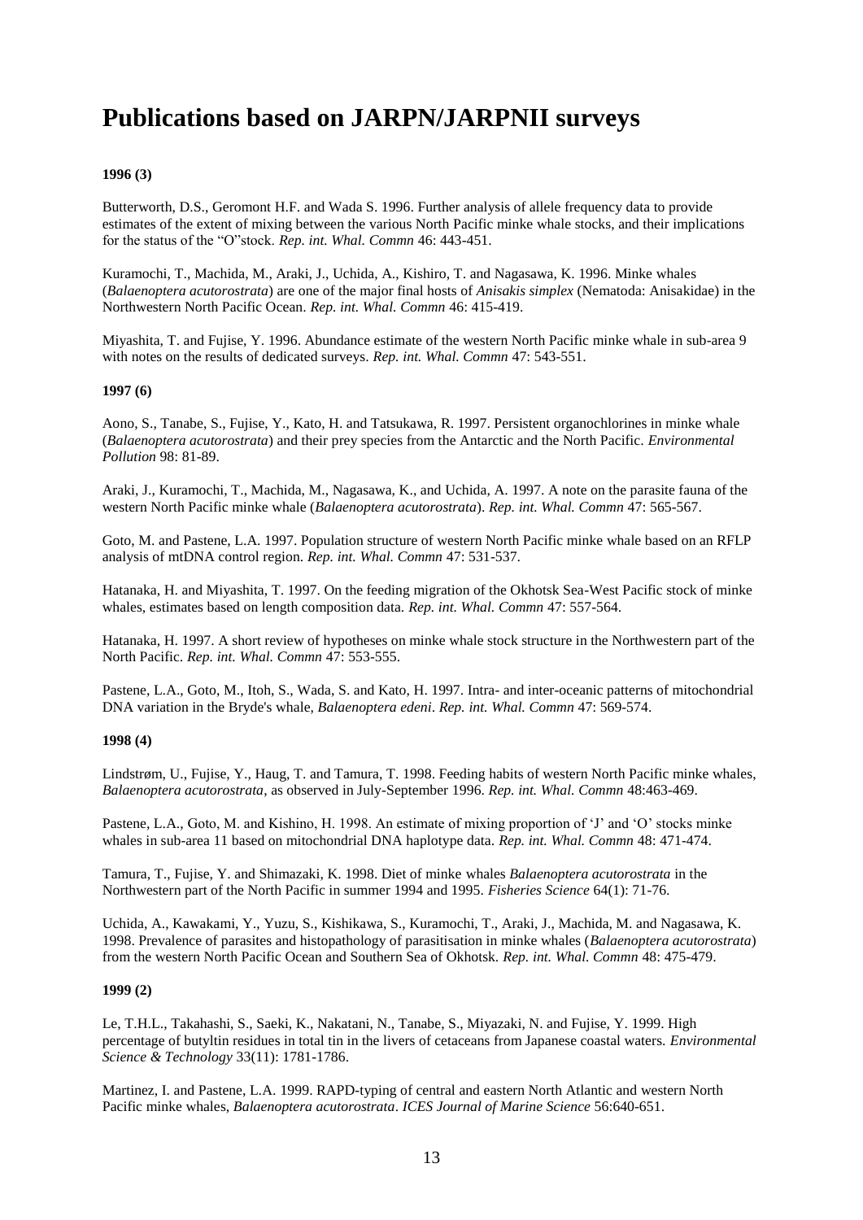# Publications based on JARPN/JARPNII surveys

**1996 (3)**

Butterworth, D.S., Geromont H.F. and Wada S. 1996. Further analysis of allele frequency data to provide estimates of the extent of mixing between the various North Pacific minke whale stocks, and their implications for the status of the "O"stock. *Rep. int. Whal. Commn* 46: 443-451.

Kuramochi, T., Machida, M., Araki, J., Uchida, A., Kishiro, T. and Nagasawa, K. 1996. Minke whales (*Balaenoptera acutorostrata*) are one of the major final hosts of *Anisakis simplex* (Nematoda: Anisakidae) in the Northwestern North Pacific Ocean. *Rep. int. Whal. Commn* 46: 415-419.

Miyashita, T. and Fujise, Y. 1996. Abundance estimate of the western North Pacific minke whale in sub-area 9 with notes on the results of dedicated surveys. *Rep. int. Whal. Commn* 47: 543-551.

**1997 (6)**

Aono, S., Tanabe, S., Fujise, Y., Kato, H. and Tatsukawa, R. 1997. Persistent organochlorines in minke whale (*Balaenoptera acutorostrata*) and their prey species from the Antarctic and the North Pacific. *Environmental Pollution* 98: 81-89.

Araki, J., Kuramochi, T., Machida, M., Nagasawa, K., and Uchida, A. 1997. A note on the parasite fauna of the western North Pacific minke whale (*Balaenoptera acutorostrata*). *Rep. int. Whal. Commn* 47: 565-567.

Goto, M. and Pastene, L.A. 1997. Population structure of western North Pacific minke whale based on an RFLP analysis of mtDNA control region. *Rep. int. Whal. Commn* 47: 531-537.

Hatanaka, H. and Miyashita, T. 1997. On the feeding migration of the Okhotsk Sea-West Pacific stock of minke whales, estimates based on length composition data. *Rep. int. Whal. Commn* 47: 557-564.

Hatanaka, H. 1997. A short review of hypotheses on minke whale stock structure in the Northwestern part of the North Pacific. *Rep. int. Whal. Commn* 47: 553-555.

Pastene, L.A., Goto, M., Itoh, S., Wada, S. and Kato, H. 1997. Intra- and inter-oceanic patterns of mitochondrial DNA variation in the Bryde's whale, *Balaenoptera edeni*. *Rep. int. Whal. Commn* 47: 569-574.

**1998 (4)**

Lindstrøm, U., Fujise, Y., Haug, T. and Tamura, T. 1998. Feeding habits of western North Pacific minke whales, *Balaenoptera acutorostrata*, as observed in July-September 1996. *Rep. int. Whal. Commn* 48:463-469.

Pastene, L.A., Goto, M. and Kishino, H. 1998. An estimate of mixing proportion of 'J' and 'O' stocks minke whales in sub-area 11 based on mitochondrial DNA haplotype data. *Rep. int. Whal. Commn* 48: 471-474.

Tamura, T., Fujise, Y. and Shimazaki, K. 1998. Diet of minke whales *Balaenoptera acutorostrata* in the Northwestern part of the North Pacific in summer 1994 and 1995. *Fisheries Science* 64(1): 71-76.

Uchida, A., Kawakami, Y., Yuzu, S., Kishikawa, S., Kuramochi, T., Araki, J., Machida, M. and Nagasawa, K. 1998. Prevalence of parasites and histopathology of parasitisation in minke whales (*Balaenoptera acutorostrata*) from the western North Pacific Ocean and Southern Sea of Okhotsk. *Rep. int. Whal. Commn* 48: 475-479.

**1999 (2)**

Le, T.H.L., Takahashi, S., Saeki, K., Nakatani, N., Tanabe, S., Miyazaki, N. and Fujise, Y. 1999. High percentage of butyltin residues in total tin in the livers of cetaceans from Japanese coastal waters. *Environmental Science & Technology* 33(11): 1781-1786.

Martinez, I. and Pastene, L.A. 1999. RAPD-typing of central and eastern North Atlantic and western North Pacific minke whales, *Balaenoptera acutorostrata*. *ICES Journal of Marine Science* 56:640-651.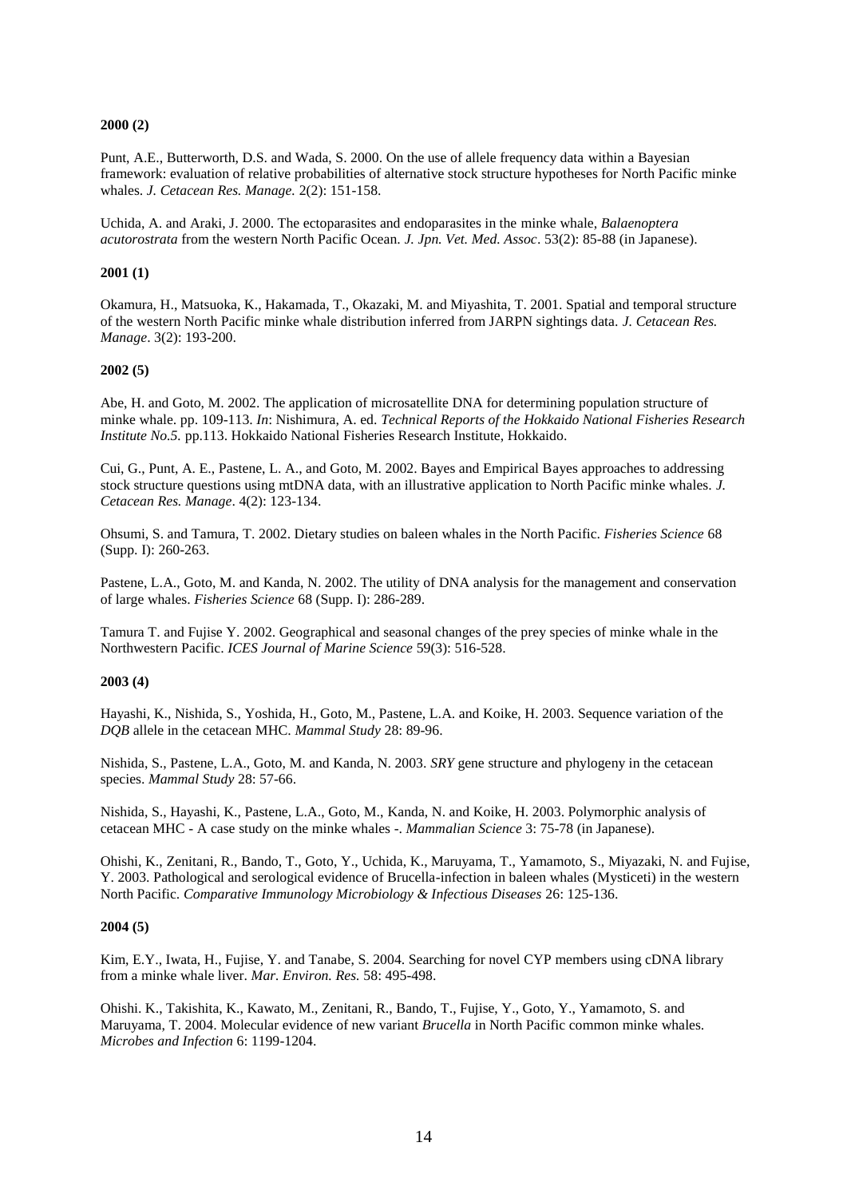**2000 (2)**

Punt, A.E., Butterworth, D.S. and Wada, S. 2000. On the use of allele frequency data within a Bayesian framework: evaluation of relative probabilities of alternative stock structure hypotheses for North Pacific minke whales. *J. Cetacean Res. Manage.* 2(2): 151-158.

Uchida, A. and Araki, J. 2000. The ectoparasites and endoparasites in the minke whale, *Balaenoptera acutorostrata* from the western North Pacific Ocean. *J. Jpn. Vet. Med. Assoc*. 53(2): 85-88 (in Japanese).

**2001 (1)**

Okamura, H., Matsuoka, K., Hakamada, T., Okazaki, M. and Miyashita, T. 2001. Spatial and temporal structure of the western North Pacific minke whale distribution inferred from JARPN sightings data. *J. Cetacean Res. Manage*. 3(2): 193-200.

**2002 (5)**

Abe, H. and Goto, M. 2002. The application of microsatellite DNA for determining population structure of minke whale. pp. 109-113. *In*: Nishimura, A. ed. *Technical Reports of the Hokkaido National Fisheries Research Institute No.5.* pp.113. Hokkaido National Fisheries Research Institute, Hokkaido.

Cui, G., Punt, A. E., Pastene, L. A., and Goto, M. 2002. Bayes and Empirical Bayes approaches to addressing stock structure questions using mtDNA data, with an illustrative application to North Pacific minke whales. *J. Cetacean Res. Manage*. 4(2): 123-134.

Ohsumi, S. and Tamura, T. 2002. Dietary studies on baleen whales in the North Pacific. *Fisheries Science* 68 (Supp. I): 260-263.

Pastene, L.A., Goto, M. and Kanda, N. 2002. The utility of DNA analysis for the management and conservation of large whales. *Fisheries Science* 68 (Supp. I): 286-289.

Tamura T. and Fujise Y. 2002. Geographical and seasonal changes of the prey species of minke whale in the Northwestern Pacific. *ICES Journal of Marine Science* 59(3): 516-528.

**2003 (4)**

Hayashi, K., Nishida, S., Yoshida, H., Goto, M., Pastene, L.A. and Koike, H. 2003. Sequence variation of the *DQB* allele in the cetacean MHC. *Mammal Study* 28: 89-96.

Nishida, S., Pastene, L.A., Goto, M. and Kanda, N. 2003. *SRY* gene structure and phylogeny in the cetacean species. *Mammal Study* 28: 57-66.

Nishida, S., Hayashi, K., Pastene, L.A., Goto, M., Kanda, N. and Koike, H. 2003. Polymorphic analysis of cetacean MHC - A case study on the minke whales -. *Mammalian Science* 3: 75-78 (in Japanese).

Ohishi, K., Zenitani, R., Bando, T., Goto, Y., Uchida, K., Maruyama, T., Yamamoto, S., Miyazaki, N. and Fujise, Y. 2003. Pathological and serological evidence of Brucella-infection in baleen whales (Mysticeti) in the western North Pacific. *Comparative Immunology Microbiology & Infectious Diseases* 26: 125-136.

**2004 (5)**

Kim, E.Y., Iwata, H., Fujise, Y. and Tanabe, S. 2004. Searching for novel CYP members using cDNA library from a minke whale liver. *Mar. Environ. Res.* 58: 495-498.

Ohishi. K., Takishita, K., Kawato, M., Zenitani, R., Bando, T., Fujise, Y., Goto, Y., Yamamoto, S. and Maruyama, T. 2004. Molecular evidence of new variant *Brucella* in North Pacific common minke whales. *Microbes and Infection* 6: 1199-1204.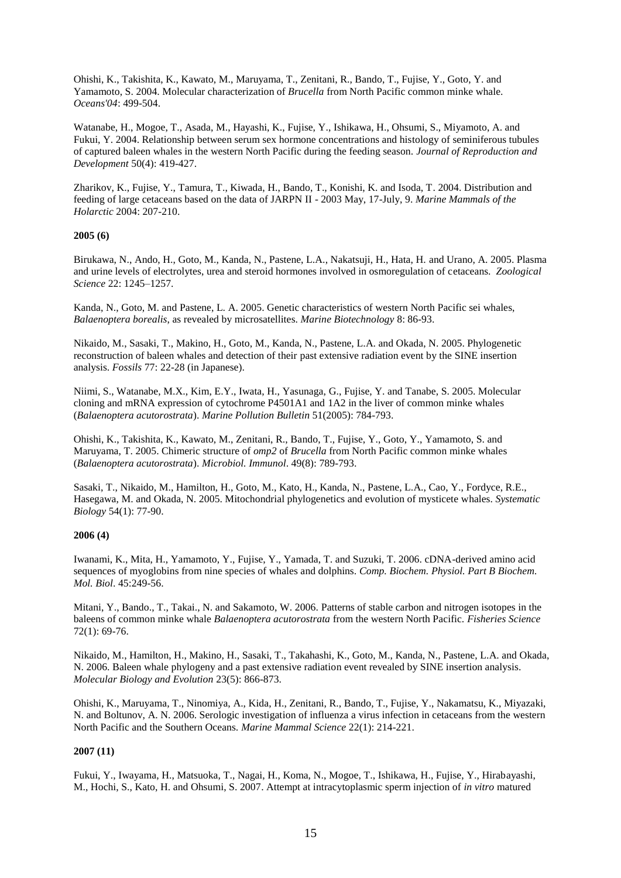Ohishi, K., Takishita, K., Kawato, M., Maruyama, T., Zenitani, R., Bando, T., Fujise, Y., Goto, Y. and Yamamoto, S. 2004. Molecular characterization of *Brucella* from North Pacific common minke whale. *Oceans'04*: 499-504.

Watanabe, H., Mogoe, T., Asada, M., Hayashi, K., Fujise, Y., Ishikawa, H., Ohsumi, S., Miyamoto, A. and Fukui, Y. 2004. Relationship between serum sex hormone concentrations and histology of seminiferous tubules of captured baleen whales in the western North Pacific during the feeding season. *Journal of Reproduction and Development* 50(4): 419-427.

Zharikov, K., Fujise, Y., Tamura, T., Kiwada, H., Bando, T., Konishi, K. and Isoda, T. 2004. Distribution and feeding of large cetaceans based on the data of JARPN II - 2003 May, 17-July, 9. *Marine Mammals of the Holarctic* 2004: 207-210.

**2005 (6)**

Birukawa, N., Ando, H., Goto, M., Kanda, N., Pastene, L.A., Nakatsuji, H., Hata, H. and Urano, A. 2005. Plasma and urine levels of electrolytes, urea and steroid hormones involved in osmoregulation of cetaceans. *Zoological Science* 22: 1245–1257.

Kanda, N., Goto, M. and Pastene, L. A. 2005. Genetic characteristics of western North Pacific sei whales, *Balaenoptera borealis*, as revealed by microsatellites. *Marine Biotechnology* 8: 86-93.

Nikaido, M., Sasaki, T., Makino, H., Goto, M., Kanda, N., Pastene, L.A. and Okada, N. 2005. Phylogenetic reconstruction of baleen whales and detection of their past extensive radiation event by the SINE insertion analysis. *Fossils* 77: 22-28 (in Japanese).

Niimi, S., Watanabe, M.X., Kim, E.Y., Iwata, H., Yasunaga, G., Fujise, Y. and Tanabe, S. 2005. Molecular cloning and mRNA expression of cytochrome P4501A1 and 1A2 in the liver of common minke whales (*Balaenoptera acutorostrata*). *Marine Pollution Bulletin* 51(2005): 784-793.

Ohishi, K., Takishita, K., Kawato, M., Zenitani, R., Bando, T., Fujise, Y., Goto, Y., Yamamoto, S. and Maruyama, T. 2005. Chimeric structure of *omp2* of *Brucella* from North Pacific common minke whales (*Balaenoptera acutorostrata*). *Microbiol. Immunol*. 49(8): 789-793.

Sasaki, T., Nikaido, M., Hamilton, H., Goto, M., Kato, H., Kanda, N., Pastene, L.A., Cao, Y., Fordyce, R.E., Hasegawa, M. and Okada, N. 2005. Mitochondrial phylogenetics and evolution of mysticete whales. *Systematic Biology* 54(1): 77-90.

**2006 (4)**

Iwanami, K., Mita, H., Yamamoto, Y., Fujise, Y., Yamada, T. and Suzuki, T. 2006. cDNA-derived amino acid sequences of myoglobins from nine species of whales and dolphins. *Comp. Biochem. Physiol. Part B Biochem. Mol. Biol*. 45:249-56.

Mitani, Y., Bando., T., Takai., N. and Sakamoto, W. 2006. Patterns of stable carbon and nitrogen isotopes in the baleens of common minke whale *Balaenoptera acutorostrata* from the western North Pacific. *Fisheries Science* 72(1): 69-76.

Nikaido, M., Hamilton, H., Makino, H., Sasaki, T., Takahashi, K., Goto, M., Kanda, N., Pastene, L.A. and Okada, N. 2006. Baleen whale phylogeny and a past extensive radiation event revealed by SINE insertion analysis. *Molecular Biology and Evolution* 23(5): 866-873.

Ohishi, K., Maruyama, T., Ninomiya, A., Kida, H., Zenitani, R., Bando, T., Fujise, Y., Nakamatsu, K., Miyazaki, N. and Boltunov, A. N. 2006. Serologic investigation of influenza a virus infection in cetaceans from the western North Pacific and the Southern Oceans. *Marine Mammal Science* 22(1): 214-221.

**2007 (11)**

Fukui, Y., Iwayama, H., Matsuoka, T., Nagai, H., Koma, N., Mogoe, T., Ishikawa, H., Fujise, Y., Hirabayashi, M., Hochi, S., Kato, H. and Ohsumi, S. 2007. Attempt at intracytoplasmic sperm injection of *in vitro* matured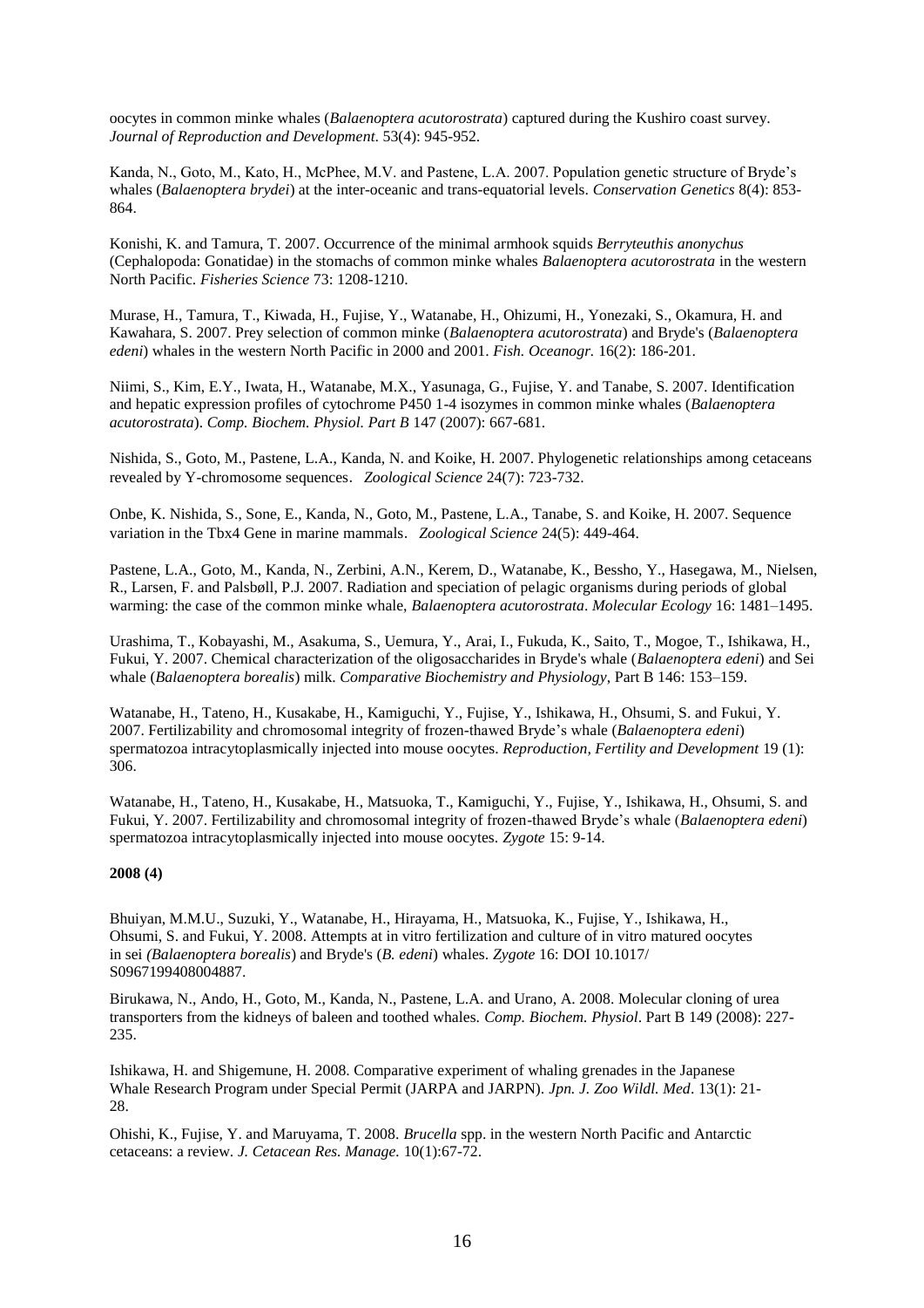oocytes in common minke whales (*Balaenoptera acutorostrata*) captured during the Kushiro coast survey. *Journal of Reproduction and Development*. 53(4): 945-952.

Kanda, N., Goto, M., Kato, H., McPhee, M.V. and Pastene, L.A. 2007. Population genetic structure of Bryde's whales (*Balaenoptera brydei*) at the inter-oceanic and trans-equatorial levels. *Conservation Genetics* 8(4): 853-864.

Konishi, K. and Tamura, T. 2007. Occurrence of the minimal armhook squids *Berryteuthis anonychus* (Cephalopoda: Gonatidae) in the stomachs of common minke whales *Balaenoptera acutorostrata* in the western North Pacific. *Fisheries Science* 73: 1208-1210.

Murase, H., Tamura, T., Kiwada, H., Fujise, Y., Watanabe, H., Ohizumi, H., Yonezaki, S., Okamura, H. and Kawahara, S. 2007. Prey selection of common minke (*Balaenoptera acutorostrata*) and Bryde's (*Balaenoptera edeni*) whales in the western North Pacific in 2000 and 2001. *Fish. Oceanogr.* 16(2): 186-201.

Niimi, S., Kim, E.Y., Iwata, H., Watanabe, M.X., Yasunaga, G., Fujise, Y. and Tanabe, S. 2007. Identification and hepatic expression profiles of cytochrome P450 1-4 isozymes in common minke whales (*Balaenoptera acutorostrata*). *Comp. Biochem. Physiol. Part B* 147 (2007): 667-681.

Nishida, S., Goto, M., Pastene, L.A., Kanda, N. and Koike, H. 2007. Phylogenetic relationships among cetaceans revealed by Y-chromosome sequences. *Zoological Science* 24(7): 723-732.

Onbe, K. Nishida, S., Sone, E., Kanda, N., Goto, M., Pastene, L.A., Tanabe, S. and Koike, H. 2007. Sequence variation in the Tbx4 Gene in marine mammals. *Zoological Science* 24(5): 449-464.

Pastene, L.A., Goto, M., Kanda, N., Zerbini, A.N., Kerem, D., Watanabe, K., Bessho, Y., Hasegawa, M., Nielsen, R., Larsen, F. and Palsbøll, P.J. 2007. Radiation and speciation of pelagic organisms during periods of global warming: the case of the common minke whale, *Balaenoptera acutorostrata*. *Molecular Ecology* 16: 1481–1495.

Urashima, T., Kobayashi, M., Asakuma, S., Uemura, Y., Arai, I., Fukuda, K., Saito, T., Mogoe, T., Ishikawa, H., Fukui, Y. 2007. Chemical characterization of the oligosaccharides in Bryde's whale (*Balaenoptera edeni*) and Sei whale (*Balaenoptera borealis*) milk. *Comparative Biochemistry and Physiology*, Part B 146: 153–159.

Watanabe, H., Tateno, H., Kusakabe, H., Kamiguchi, Y., Fujise, Y., Ishikawa, H., Ohsumi, S. and Fukui, Y. 2007. Fertilizability and chromosomal integrity of frozen-thawed Bryde's whale (*Balaenoptera edeni*) spermatozoa intracytoplasmically injected into mouse oocytes. *Reproduction, Fertility and Development* 19 (1): 306.

Watanabe, H., Tateno, H., Kusakabe, H., Matsuoka, T., Kamiguchi, Y., Fujise, Y., Ishikawa, H., Ohsumi, S. and Fukui, Y. 2007. Fertilizability and chromosomal integrity of frozen-thawed Bryde's whale (*Balaenoptera edeni*) spermatozoa intracytoplasmically injected into mouse oocytes. *Zygote* 15: 9-14.

**2008 (4)**

Bhuiyan, M.M.U., Suzuki, Y., Watanabe, H., Hirayama, H., Matsuoka, K., Fujise, Y., Ishikawa, H., Ohsumi, S. and Fukui, Y. 2008. Attempts at in vitro fertilization and culture of in vitro matured oocytes in sei *(Balaenoptera borealis*) and Bryde's (*B. edeni*) whales. *Zygote* 16: DOI 10.1017/ S0967199408004887.

Birukawa, N., Ando, H., Goto, M., Kanda, N., Pastene, L.A. and Urano, A. 2008. Molecular cloning of urea transporters from the kidneys of baleen and toothed whales. *Comp. Biochem. Physiol*. Part B 149 (2008): 227-235.

Ishikawa, H. and Shigemune, H. 2008. Comparative experiment of whaling grenades in the Japanese Whale Research Program under Special Permit (JARPA and JARPN). *Jpn. J. Zoo Wildl. Med*. 13(1): 21-28.

Ohishi, K., Fujise, Y. and Maruyama, T. 2008. *Brucella* spp. in the western North Pacific and Antarctic cetaceans: a review. *J. Cetacean Res. Manage.* 10(1):67-72.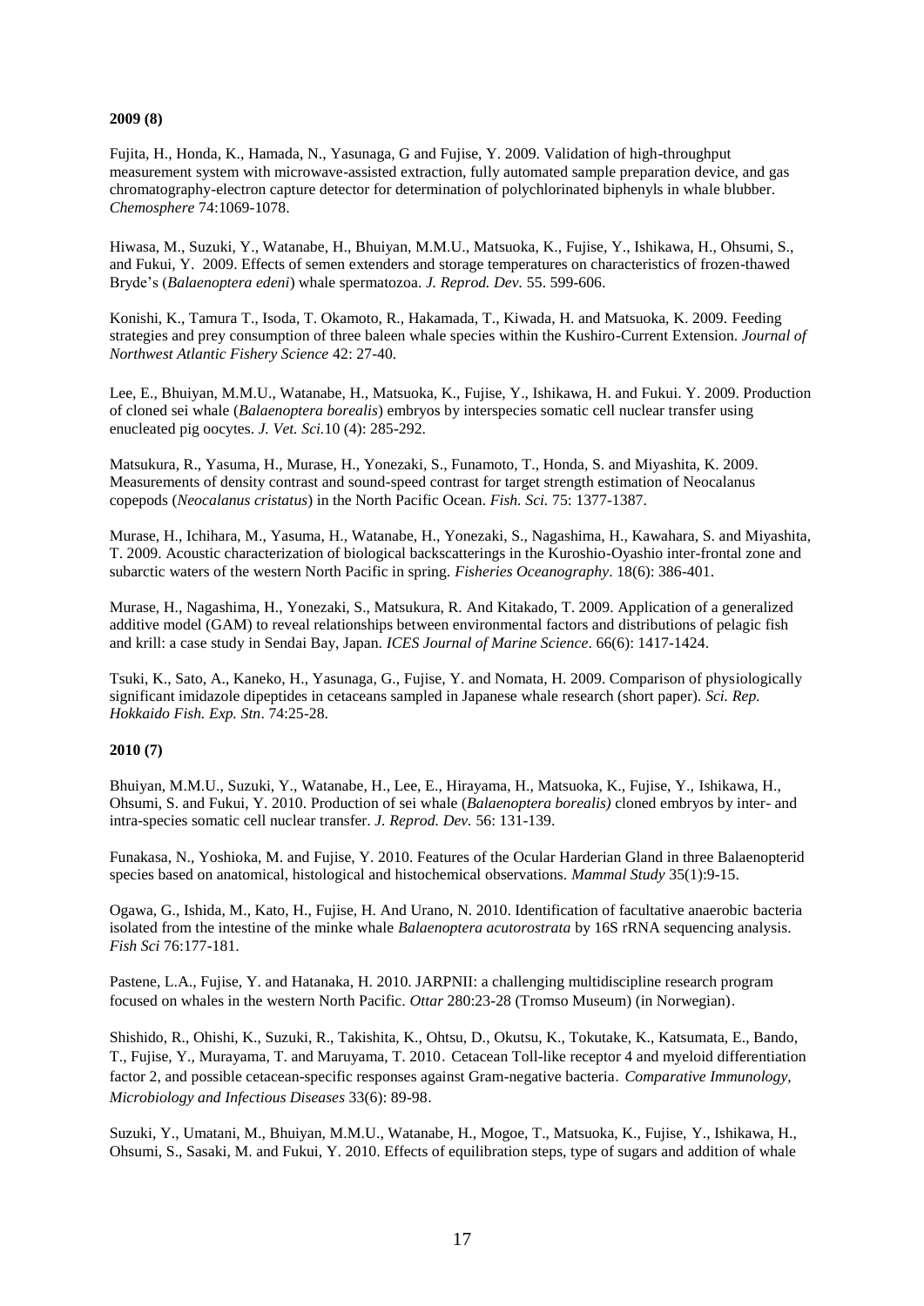**2009 (8)**

Fujita, H., Honda, K., Hamada, N., Yasunaga, G and Fujise, Y. 2009. Validation of high-throughput measurement system with microwave-assisted extraction, fully automated sample preparation device, and gas chromatography-electron capture detector for determination of polychlorinated biphenyls in whale blubber. *Chemosphere* 74:1069-1078.

Hiwasa, M., Suzuki, Y., Watanabe, H., Bhuiyan, M.M.U., Matsuoka, K., Fujise, Y., Ishikawa, H., Ohsumi, S., and Fukui, Y. 2009. Effects of semen extenders and storage temperatures on characteristics of frozen-thawed Bryde's (*Balaenoptera edeni*) whale spermatozoa. *J. Reprod. Dev.* 55. 599-606.

Konishi, K., Tamura T., Isoda, T. Okamoto, R., Hakamada, T., Kiwada, H. and Matsuoka, K. 2009. Feeding strategies and prey consumption of three baleen whale species within the Kushiro-Current Extension. *Journal of Northwest Atlantic Fishery Science* 42: 27-40.

Lee, E., Bhuiyan, M.M.U., Watanabe, H., Matsuoka, K., Fujise, Y., Ishikawa, H. and Fukui. Y. 2009. Production of cloned sei whale (*Balaenoptera borealis*) embryos by interspecies somatic cell nuclear transfer using enucleated pig oocytes. *J. Vet. Sci.*10 (4): 285-292.

Matsukura, R., Yasuma, H., Murase, H., Yonezaki, S., Funamoto, T., Honda, S. and Miyashita, K. 2009. Measurements of density contrast and sound-speed contrast for target strength estimation of Neocalanus copepods (*Neocalanus cristatus*) in the North Pacific Ocean. *Fish. Sci.* 75: 1377-1387.

Murase, H., Ichihara, M., Yasuma, H., Watanabe, H., Yonezaki, S., Nagashima, H., Kawahara, S. and Miyashita, T. 2009. Acoustic characterization of biological backscatterings in the Kuroshio-Oyashio inter-frontal zone and subarctic waters of the western North Pacific in spring. *Fisheries Oceanography*. 18(6): 386-401.

Murase, H., Nagashima, H., Yonezaki, S., Matsukura, R. And Kitakado, T. 2009. Application of a generalized additive model (GAM) to reveal relationships between environmental factors and distributions of pelagic fish and krill: a case study in Sendai Bay, Japan. *ICES Journal of Marine Science*. 66(6): 1417-1424.

Tsuki, K., Sato, A., Kaneko, H., Yasunaga, G., Fujise, Y. and Nomata, H. 2009. Comparison of physiologically significant imidazole dipeptides in cetaceans sampled in Japanese whale research (short paper). *Sci. Rep. Hokkaido Fish. Exp. Stn*. 74:25-28.

**2010 (7)**

Bhuiyan, M.M.U., Suzuki, Y., Watanabe, H., Lee, E., Hirayama, H., Matsuoka, K., Fujise, Y., Ishikawa, H., Ohsumi, S. and Fukui, Y. 2010. Production of sei whale (*Balaenoptera borealis)* cloned embryos by inter- and intra-species somatic cell nuclear transfer. *J. Reprod. Dev.* 56: 131-139.

Funakasa, N., Yoshioka, M. and Fujise, Y. 2010. Features of the Ocular Harderian Gland in three Balaenopterid species based on anatomical, histological and histochemical observations. *Mammal Study* 35(1):9-15.

Ogawa, G., Ishida, M., Kato, H., Fujise, H. And Urano, N. 2010. Identification of facultative anaerobic bacteria isolated from the intestine of the minke whale *Balaenoptera acutorostrata* by 16S rRNA sequencing analysis. *Fish Sci* 76:177-181.

Pastene, L.A., Fujise, Y. and Hatanaka, H. 2010. JARPNII: a challenging multidiscipline research program focused on whales in the western North Pacific. *Ottar* 280:23-28 (Tromso Museum) (in Norwegian).

Shishido, R., Ohishi, K., Suzuki, R., Takishita, K., Ohtsu, D., Okutsu, K., Tokutake, K., Katsumata, E., Bando, T., Fujise, Y., Murayama, T. and Maruyama, T. 2010. Cetacean Toll-like receptor 4 and myeloid differentiation factor 2, and possible cetacean-specific responses against Gram-negative bacteria. *Comparative Immunology, Microbiology and Infectious Diseases* 33(6): 89-98.

Suzuki, Y., Umatani, M., Bhuiyan, M.M.U., Watanabe, H., Mogoe, T., Matsuoka, K., Fujise, Y., Ishikawa, H., Ohsumi, S., Sasaki, M. and Fukui, Y. 2010. Effects of equilibration steps, type of sugars and addition of whale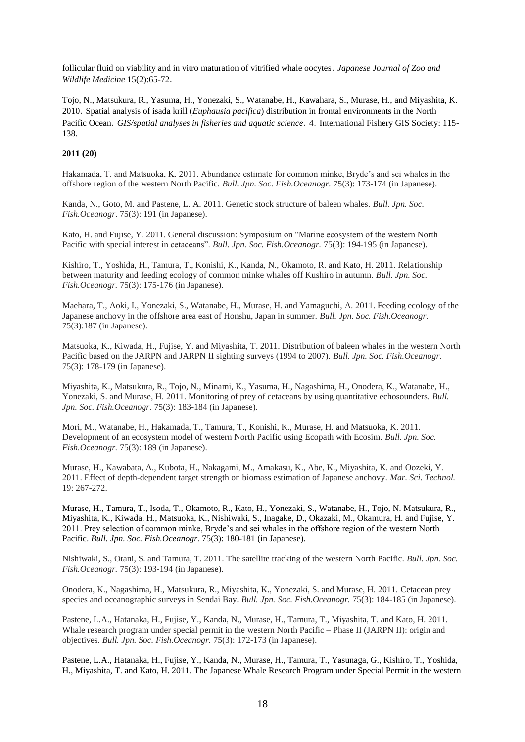follicular fluid on viability and in vitro maturation of vitrified whale oocytes. *Japanese Journal of Zoo and Wildlife Medicine* 15(2):65-72.

Tojo, N., Matsukura, R., Yasuma, H., Yonezaki, S., Watanabe, H., Kawahara, S., Murase, H., and Miyashita, K. 2010. Spatial analysis of isada krill (*Euphausia pacifica*) distribution in frontal environments in the North Pacific Ocean. *GIS/spatial analyses in fisheries and aquatic science*. 4. International Fishery GIS Society: 115-138.

**2011 (20)**

Hakamada, T. and Matsuoka, K. 2011. Abundance estimate for common minke, Bryde's and sei whales in the offshore region of the western North Pacific. *Bull. Jpn. Soc. Fish.Oceanogr.* 75(3): 173-174 (in Japanese).

Kanda, N., Goto, M. and Pastene, L. A. 2011. Genetic stock structure of baleen whales. *Bull. Jpn. Soc. Fish.Oceanogr*. 75(3): 191 (in Japanese).

Kato, H. and Fujise, Y. 2011. General discussion: Symposium on "Marine ecosystem of the western North Pacific with special interest in cetaceans". *Bull. Jpn. Soc. Fish.Oceanogr.* 75(3): 194-195 (in Japanese).

Kishiro, T., Yoshida, H., Tamura, T., Konishi, K., Kanda, N., Okamoto, R. and Kato, H. 2011. Relationship between maturity and feeding ecology of common minke whales off Kushiro in autumn. *Bull. Jpn. Soc. Fish.Oceanogr.* 75(3): 175-176 (in Japanese).

Maehara, T., Aoki, I., Yonezaki, S., Watanabe, H., Murase, H. and Yamaguchi, A. 2011. Feeding ecology of the Japanese anchovy in the offshore area east of Honshu, Japan in summer. *Bull. Jpn. Soc. Fish.Oceanogr*. 75(3):187 (in Japanese).

Matsuoka, K., Kiwada, H., Fujise, Y. and Miyashita, T. 2011. Distribution of baleen whales in the western North Pacific based on the JARPN and JARPN II sighting surveys (1994 to 2007). *Bull. Jpn. Soc. Fish.Oceanogr.* 75(3): 178-179 (in Japanese).

Miyashita, K., Matsukura, R., Tojo, N., Minami, K., Yasuma, H., Nagashima, H., Onodera, K., Watanabe, H., Yonezaki, S. and Murase, H. 2011. Monitoring of prey of cetaceans by using quantitative echosounders. *Bull. Jpn. Soc. Fish.Oceanogr.* 75(3): 183-184 (in Japanese).

Mori, M., Watanabe, H., Hakamada, T., Tamura, T., Konishi, K., Murase, H. and Matsuoka, K. 2011. Development of an ecosystem model of western North Pacific using Ecopath with Ecosim. *Bull. Jpn. Soc. Fish.Oceanogr.* 75(3): 189 (in Japanese).

Murase, H., Kawabata, A., Kubota, H., Nakagami, M., Amakasu, K., Abe, K., Miyashita, K. and Oozeki, Y. 2011. Effect of depth-dependent target strength on biomass estimation of Japanese anchovy. *Mar. Sci. Technol.* 19: 267-272.

Murase, H., Tamura, T., Isoda, T., Okamoto, R., Kato, H., Yonezaki, S., Watanabe, H., Tojo, N. Matsukura, R., Miyashita, K., Kiwada, H., Matsuoka, K., Nishiwaki, S., Inagake, D., Okazaki, M., Okamura, H. and Fujise, Y. 2011. Prey selection of common minke, Bryde's and sei whales in the offshore region of the western North Pacific. *Bull. Jpn. Soc. Fish.Oceanogr.* 75(3): 180-181 (in Japanese).

Nishiwaki, S., Otani, S. and Tamura, T. 2011. The satellite tracking of the western North Pacific. *Bull. Jpn. Soc. Fish.Oceanogr.* 75(3): 193-194 (in Japanese).

Onodera, K., Nagashima, H., Matsukura, R., Miyashita, K., Yonezaki, S. and Murase, H. 2011. Cetacean prey species and oceanographic surveys in Sendai Bay. *Bull. Jpn. Soc. Fish.Oceanogr.* 75(3): 184-185 (in Japanese).

Pastene, L.A., Hatanaka, H., Fujise, Y., Kanda, N., Murase, H., Tamura, T., Miyashita, T. and Kato, H. 2011. Whale research program under special permit in the western North Pacific – Phase II (JARPN II): origin and objectives. *Bull. Jpn. Soc. Fish.Oceanogr.* 75(3): 172-173 (in Japanese).

Pastene, L.A., Hatanaka, H., Fujise, Y., Kanda, N., Murase, H., Tamura, T., Yasunaga, G., Kishiro, T., Yoshida, H., Miyashita, T. and Kato, H. 2011. The Japanese Whale Research Program under Special Permit in the western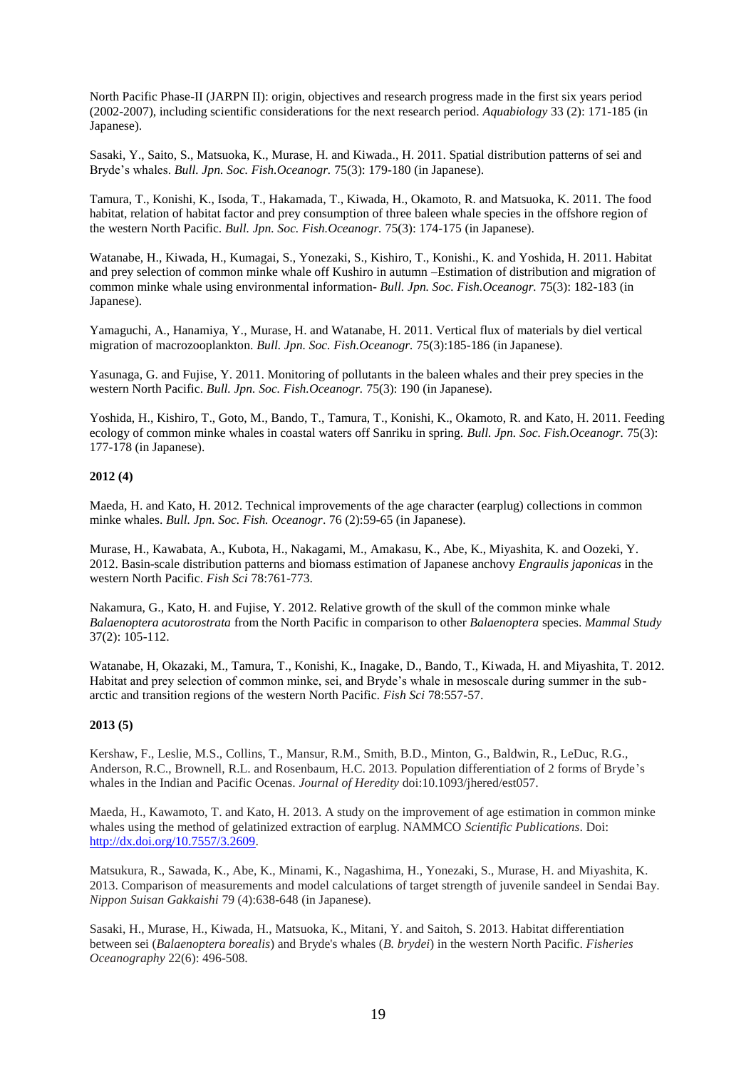North Pacific Phase-II (JARPN II): origin, objectives and research progress made in the first six years period (2002-2007), including scientific considerations for the next research period. *Aquabiology* 33 (2): 171-185 (in Japanese).

Sasaki, Y., Saito, S., Matsuoka, K., Murase, H. and Kiwada., H. 2011. Spatial distribution patterns of sei and Bryde's whales. *Bull. Jpn. Soc. Fish.Oceanogr.* 75(3): 179-180 (in Japanese).

Tamura, T., Konishi, K., Isoda, T., Hakamada, T., Kiwada, H., Okamoto, R. and Matsuoka, K. 2011. The food habitat, relation of habitat factor and prey consumption of three baleen whale species in the offshore region of the western North Pacific. *Bull. Jpn. Soc. Fish.Oceanogr.* 75(3): 174-175 (in Japanese).

Watanabe, H., Kiwada, H., Kumagai, S., Yonezaki, S., Kishiro, T., Konishi., K. and Yoshida, H. 2011. Habitat and prey selection of common minke whale off Kushiro in autumn –Estimation of distribution and migration of common minke whale using environmental information- *Bull. Jpn. Soc. Fish.Oceanogr.* 75(3): 182-183 (in Japanese).

Yamaguchi, A., Hanamiya, Y., Murase, H. and Watanabe, H. 2011. Vertical flux of materials by diel vertical migration of macrozooplankton. *Bull. Jpn. Soc. Fish.Oceanogr.* 75(3):185-186 (in Japanese).

Yasunaga, G. and Fujise, Y. 2011. Monitoring of pollutants in the baleen whales and their prey species in the western North Pacific. *Bull. Jpn. Soc. Fish.Oceanogr.* 75(3): 190 (in Japanese).

Yoshida, H., Kishiro, T., Goto, M., Bando, T., Tamura, T., Konishi, K., Okamoto, R. and Kato, H. 2011. Feeding ecology of common minke whales in coastal waters off Sanriku in spring. *Bull. Jpn. Soc. Fish.Oceanogr.* 75(3): 177-178 (in Japanese).

**2012 (4)**

Maeda, H. and Kato, H. 2012. Technical improvements of the age character (earplug) collections in common minke whales. *Bull. Jpn. Soc. Fish. Oceanogr*. 76 (2):59-65 (in Japanese).

Murase, H., Kawabata, A., Kubota, H., Nakagami, M., Amakasu, K., Abe, K., Miyashita, K. and Oozeki, Y. 2012. Basin-scale distribution patterns and biomass estimation of Japanese anchovy *Engraulis japonicas* in the western North Pacific. *Fish Sci* 78:761-773.

Nakamura, G., Kato, H. and Fujise, Y. 2012. Relative growth of the skull of the common minke whale *Balaenoptera acutorostrata* from the North Pacific in comparison to other *Balaenoptera* species. *Mammal Study* 37(2): 105-112.

Watanabe, H, Okazaki, M., Tamura, T., Konishi, K., Inagake, D., Bando, T., Kiwada, H. and Miyashita, T. 2012. Habitat and prey selection of common minke, sei, and Bryde's whale in mesoscale during summer in the subarctic and transition regions of the western North Pacific. *Fish Sci* 78:557-57.

**2013 (5)**

Kershaw, F., Leslie, M.S., Collins, T., Mansur, R.M., Smith, B.D., Minton, G., Baldwin, R., LeDuc, R.G., Anderson, R.C., Brownell, R.L. and Rosenbaum, H.C. 2013. Population differentiation of 2 forms of Bryde's whales in the Indian and Pacific Ocenas. *Journal of Heredity* doi:10.1093/jhered/est057.

Maeda, H., Kawamoto, T. and Kato, H. 2013. A study on the improvement of age estimation in common minke whales using the method of gelatinized extraction of earplug. NAMMCO *Scientific Publications*. Doi: http://dx.doi.org/10.7557/3.2609.

Matsukura, R., Sawada, K., Abe, K., Minami, K., Nagashima, H., Yonezaki, S., Murase, H. and Miyashita, K. 2013. Comparison of measurements and model calculations of target strength of juvenile sandeel in Sendai Bay. *Nippon Suisan Gakkaishi* 79 (4):638-648 (in Japanese).

Sasaki, H., Murase, H., Kiwada, H., Matsuoka, K., Mitani, Y. and Saitoh, S. 2013. Habitat differentiation between sei (*Balaenoptera borealis*) and Bryde's whales (*B. brydei*) in the western North Pacific. *Fisheries Oceanography* 22(6): 496-508.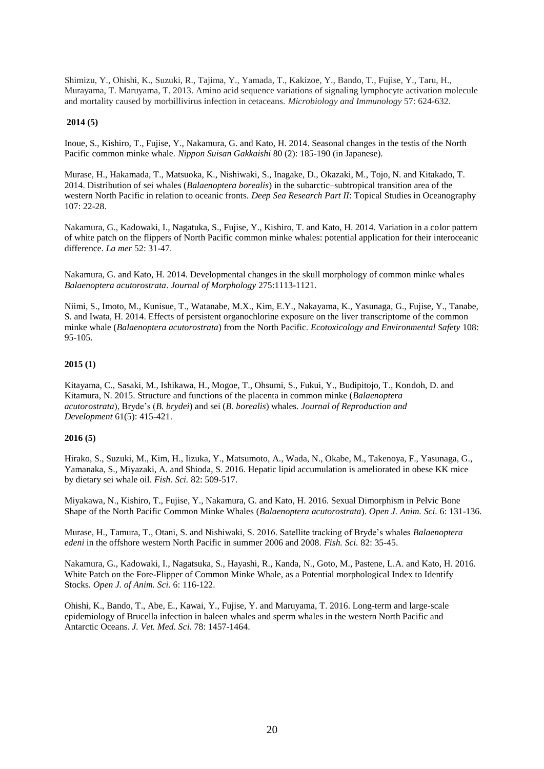Shimizu, Y., Ohishi, K., Suzuki, R., Tajima, Y., Yamada, T., Kakizoe, Y., Bando, T., Fujise, Y., Taru, H., Murayama, T. Maruyama, T. 2013. Amino acid sequence variations of signaling lymphocyte activation molecule and mortality caused by morbillivirus infection in cetaceans. *Microbiology and Immunology* 57: 624-632.

**2014 (5)**

Inoue, S., Kishiro, T., Fujise, Y., Nakamura, G. and Kato, H. 2014. Seasonal changes in the testis of the North Pacific common minke whale. *Nippon Suisan Gakkaishi* 80 (2): 185-190 (in Japanese).

Murase, H., Hakamada, T., Matsuoka, K., Nishiwaki, S., Inagake, D., Okazaki, M., Tojo, N. and Kitakado, T. 2014. Distribution of sei whales (*Balaenoptera borealis*) in the subarctic–subtropical transition area of the western North Pacific in relation to oceanic fronts. *Deep Sea Research Part II*: Topical Studies in Oceanography 107: 22-28.

Nakamura, G., Kadowaki, I., Nagatuka, S., Fujise, Y., Kishiro, T. and Kato, H. 2014. Variation in a color pattern of white patch on the flippers of North Pacific common minke whales: potential application for their interoceanic difference. *La mer* 52: 31-47.

Nakamura, G. and Kato, H. 2014. Developmental changes in the skull morphology of common minke whales *Balaenoptera acutorostrata*. *Journal of Morphology* 275:1113-1121.

Niimi, S., Imoto, M., Kunisue, T., Watanabe, M.X., Kim, E.Y., Nakayama, K., Yasunaga, G., Fujise, Y., Tanabe, S. and Iwata, H. 2014. Effects of persistent organochlorine exposure on the liver transcriptome of the common minke whale (*Balaenoptera acutorostrata*) from the North Pacific. *Ecotoxicology and Environmental Safety* 108: 95-105.

**2015 (1)**

Kitayama, C., Sasaki, M., Ishikawa, H., Mogoe, T., Ohsumi, S., Fukui, Y., Budipitojo, T., Kondoh, D. and Kitamura, N. 2015. Structure and functions of the placenta in common minke (*Balaenoptera acutorostrata*), Bryde's (*B. brydei*) and sei (*B. borealis*) whales. *Journal of Reproduction and Development* 61(5): 415-421.

**2016 (5)**

Hirako, S., Suzuki, M., Kim, H., Iizuka, Y., Matsumoto, A., Wada, N., Okabe, M., Takenoya, F., Yasunaga, G., Yamanaka, S., Miyazaki, A. and Shioda, S. 2016. Hepatic lipid accumulation is ameliorated in obese KK mice by dietary sei whale oil. *Fish. Sci.* 82: 509-517.

Miyakawa, N., Kishiro, T., Fujise, Y., Nakamura, G. and Kato, H. 2016. Sexual Dimorphism in Pelvic Bone Shape of the North Pacific Common Minke Whales (*Balaenoptera acutorostrata*). *Open J. Anim. Sci.* 6: 131-136.

Murase, H., Tamura, T., Otani, S. and Nishiwaki, S. 2016. Satellite tracking of Bryde's whales *Balaenoptera edeni* in the offshore western North Pacific in summer 2006 and 2008. *Fish. Sci.* 82: 35-45.

Nakamura, G., Kadowaki, I., Nagatsuka, S., Hayashi, R., Kanda, N., Goto, M., Pastene, L.A. and Kato, H. 2016. White Patch on the Fore-Flipper of Common Minke Whale, as a Potential morphological Index to Identify Stocks. *Open J. of Anim. Sci.* 6: 116-122.

Ohishi, K., Bando, T., Abe, E., Kawai, Y., Fujise, Y. and Maruyama, T. 2016. Long-term and large-scale epidemiology of Brucella infection in baleen whales and sperm whales in the western North Pacific and Antarctic Oceans. *J. Vet. Med. Sci.* 78: 1457-1464.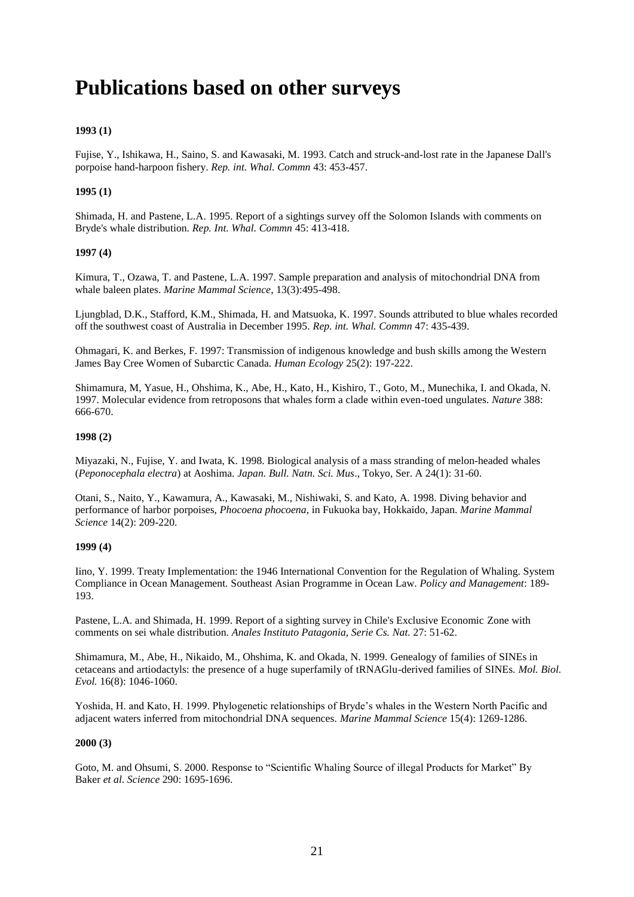# Publications based on other surveys

**1993 (1)**

Fujise, Y., Ishikawa, H., Saino, S. and Kawasaki, M. 1993. Catch and struck-and-lost rate in the Japanese Dall's porpoise hand-harpoon fishery. *Rep. int. Whal. Commn* 43: 453-457.

**1995 (1)**

Shimada, H. and Pastene, L.A. 1995. Report of a sightings survey off the Solomon Islands with comments on Bryde's whale distribution. *Rep. Int. Whal. Commn* 45: 413-418.

**1997 (4)**

Kimura, T., Ozawa, T. and Pastene, L.A. 1997. Sample preparation and analysis of mitochondrial DNA from whale baleen plates. *Marine Mammal Science*, 13(3):495-498.

Ljungblad, D.K., Stafford, K.M., Shimada, H. and Matsuoka, K. 1997. Sounds attributed to blue whales recorded off the southwest coast of Australia in December 1995. *Rep. int. Whal. Commn* 47: 435-439.

Ohmagari, K. and Berkes, F. 1997: Transmission of indigenous knowledge and bush skills among the Western James Bay Cree Women of Subarctic Canada. *Human Ecology* 25(2): 197-222.

Shimamura, M, Yasue, H., Ohshima, K., Abe, H., Kato, H., Kishiro, T., Goto, M., Munechika, I. and Okada, N. 1997. Molecular evidence from retroposons that whales form a clade within even-toed ungulates. *Nature* 388: 666-670.

**1998 (2)**

Miyazaki, N., Fujise, Y. and Iwata, K. 1998. Biological analysis of a mass stranding of melon-headed whales (*Peponocephala electra*) at Aoshima. *Japan. Bull. Natn. Sci. Mus*., Tokyo, Ser. A 24(1): 31-60.

Otani, S., Naito, Y., Kawamura, A., Kawasaki, M., Nishiwaki, S. and Kato, A. 1998. Diving behavior and performance of harbor porpoises, *Phocoena phocoena*, in Fukuoka bay, Hokkaido, Japan. *Marine Mammal Science* 14(2): 209-220.

**1999 (4)**

Iino, Y. 1999. Treaty Implementation: the 1946 International Convention for the Regulation of Whaling. System Compliance in Ocean Management. Southeast Asian Programme in Ocean Law. *Policy and Management*: 189-193.

Pastene, L.A. and Shimada, H. 1999. Report of a sighting survey in Chile's Exclusive Economic Zone with comments on sei whale distribution. *Anales Instituto Patagonia, Serie Cs. Nat.* 27: 51-62.

Shimamura, M., Abe, H., Nikaido, M., Ohshima, K. and Okada, N. 1999. Genealogy of families of SINEs in cetaceans and artiodactyls: the presence of a huge superfamily of tRNAGlu-derived families of SINEs. *Mol. Biol. Evol.* 16(8): 1046-1060.

Yoshida, H. and Kato, H. 1999. Phylogenetic relationships of Bryde's whales in the Western North Pacific and adjacent waters inferred from mitochondrial DNA sequences. *Marine Mammal Science* 15(4): 1269-1286.

**2000 (3)**

Goto, M. and Ohsumi, S. 2000. Response to "Scientific Whaling Source of illegal Products for Market" By Baker *et al*. *Science* 290: 1695-1696.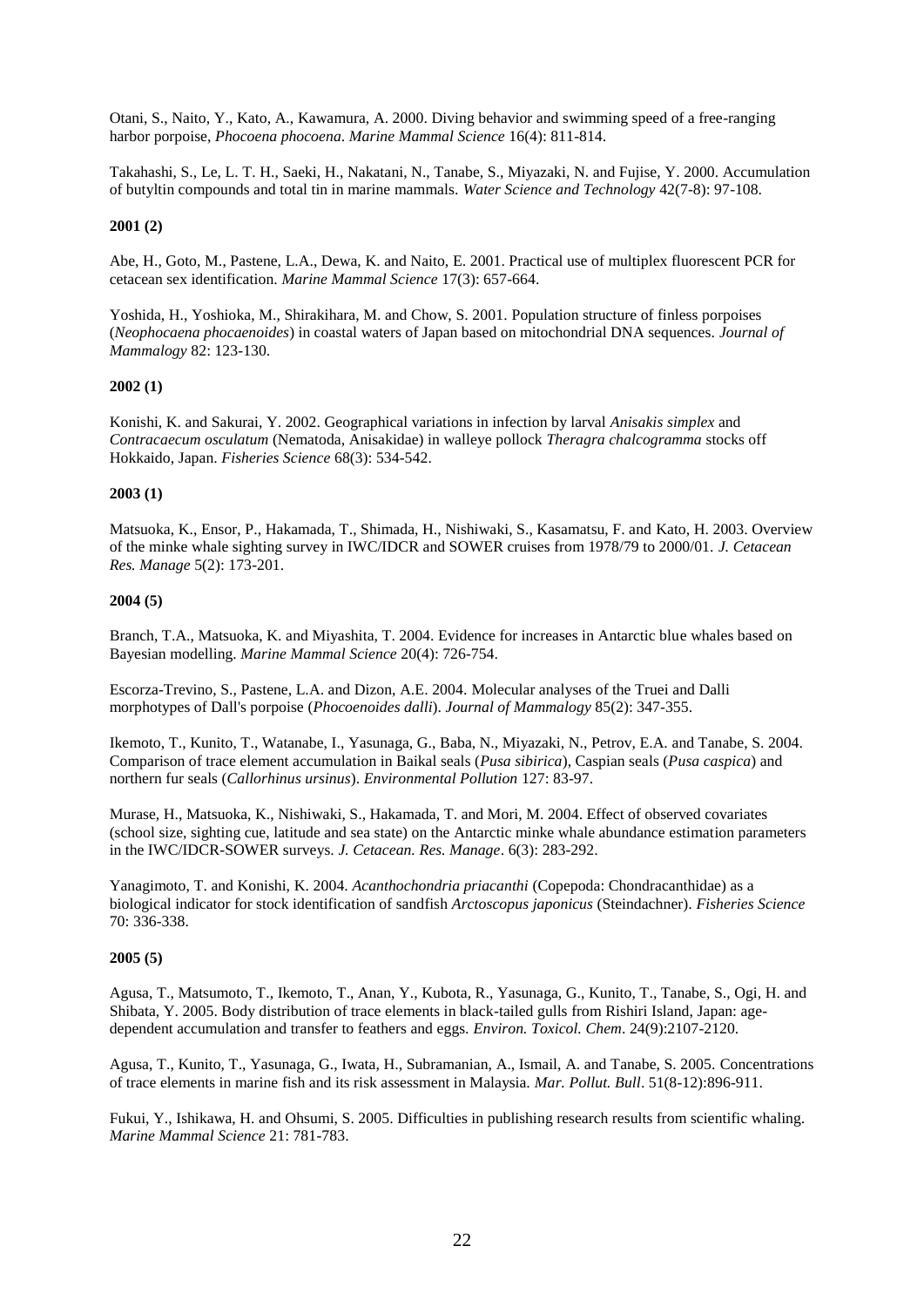Otani, S., Naito, Y., Kato, A., Kawamura, A. 2000. Diving behavior and swimming speed of a free-ranging harbor porpoise, *Phocoena phocoena*. *Marine Mammal Science* 16(4): 811-814.

Takahashi, S., Le, L. T. H., Saeki, H., Nakatani, N., Tanabe, S., Miyazaki, N. and Fujise, Y. 2000. Accumulation of butyltin compounds and total tin in marine mammals. *Water Science and Technology* 42(7-8): 97-108.

**2001 (2)**

Abe, H., Goto, M., Pastene, L.A., Dewa, K. and Naito, E. 2001. Practical use of multiplex fluorescent PCR for cetacean sex identification. *Marine Mammal Science* 17(3): 657-664.

Yoshida, H., Yoshioka, M., Shirakihara, M. and Chow, S. 2001. Population structure of finless porpoises (*Neophocaena phocaenoides*) in coastal waters of Japan based on mitochondrial DNA sequences. *Journal of Mammalogy* 82: 123-130.

**2002 (1)**

Konishi, K. and Sakurai, Y. 2002. Geographical variations in infection by larval *Anisakis simplex* and *Contracaecum osculatum* (Nematoda, Anisakidae) in walleye pollock *Theragra chalcogramma* stocks off Hokkaido, Japan. *Fisheries Science* 68(3): 534-542.

**2003 (1)**

Matsuoka, K., Ensor, P., Hakamada, T., Shimada, H., Nishiwaki, S., Kasamatsu, F. and Kato, H. 2003. Overview of the minke whale sighting survey in IWC/IDCR and SOWER cruises from 1978/79 to 2000/01. *J. Cetacean Res. Manage* 5(2): 173-201.

**2004 (5)**

Branch, T.A., Matsuoka, K. and Miyashita, T. 2004. Evidence for increases in Antarctic blue whales based on Bayesian modelling. *Marine Mammal Science* 20(4): 726-754.

Escorza-Trevino, S., Pastene, L.A. and Dizon, A.E. 2004. Molecular analyses of the Truei and Dalli morphotypes of Dall's porpoise (*Phocoenoides dalli*). *Journal of Mammalogy* 85(2): 347-355.

Ikemoto, T., Kunito, T., Watanabe, I., Yasunaga, G., Baba, N., Miyazaki, N., Petrov, E.A. and Tanabe, S. 2004. Comparison of trace element accumulation in Baikal seals (*Pusa sibirica*), Caspian seals (*Pusa caspica*) and northern fur seals (*Callorhinus ursinus*). *Environmental Pollution* 127: 83-97.

Murase, H., Matsuoka, K., Nishiwaki, S., Hakamada, T. and Mori, M. 2004. Effect of observed covariates (school size, sighting cue, latitude and sea state) on the Antarctic minke whale abundance estimation parameters in the IWC/IDCR-SOWER surveys. *J. Cetacean. Res. Manage*. 6(3): 283-292.

Yanagimoto, T. and Konishi, K. 2004. *Acanthochondria priacanthi* (Copepoda: Chondracanthidae) as a biological indicator for stock identification of sandfish *Arctoscopus japonicus* (Steindachner). *Fisheries Science* 70: 336-338.

**2005 (5)**

Agusa, T., Matsumoto, T., Ikemoto, T., Anan, Y., Kubota, R., Yasunaga, G., Kunito, T., Tanabe, S., Ogi, H. and Shibata, Y. 2005. Body distribution of trace elements in black-tailed gulls from Rishiri Island, Japan: age-dependent accumulation and transfer to feathers and eggs. *Environ. Toxicol. Chem*. 24(9):2107-2120.

Agusa, T., Kunito, T., Yasunaga, G., Iwata, H., Subramanian, A., Ismail, A. and Tanabe, S. 2005. Concentrations of trace elements in marine fish and its risk assessment in Malaysia. *Mar. Pollut. Bull*. 51(8-12):896-911.

Fukui, Y., Ishikawa, H. and Ohsumi, S. 2005. Difficulties in publishing research results from scientific whaling. *Marine Mammal Science* 21: 781-783.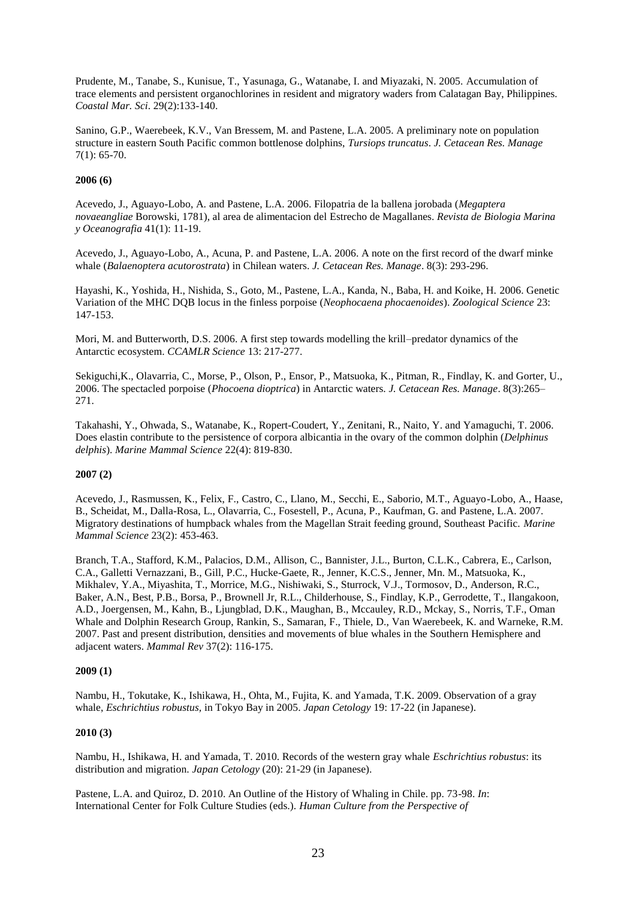Prudente, M., Tanabe, S., Kunisue, T., Yasunaga, G., Watanabe, I. and Miyazaki, N. 2005. Accumulation of trace elements and persistent organochlorines in resident and migratory waders from Calatagan Bay, Philippines. *Coastal Mar. Sci*. 29(2):133-140.

Sanino, G.P., Waerebeek, K.V., Van Bressem, M. and Pastene, L.A. 2005. A preliminary note on population structure in eastern South Pacific common bottlenose dolphins, *Tursiops truncatus*. *J. Cetacean Res. Manage* 7(1): 65-70.

**2006 (6)**

Acevedo, J., Aguayo-Lobo, A. and Pastene, L.A. 2006. Filopatria de la ballena jorobada (*Megaptera novaeangliae* Borowski, 1781), al area de alimentacion del Estrecho de Magallanes. *Revista de Biologia Marina y Oceanografia* 41(1): 11-19.

Acevedo, J., Aguayo-Lobo, A., Acuna, P. and Pastene, L.A. 2006. A note on the first record of the dwarf minke whale (*Balaenoptera acutorostrata*) in Chilean waters. *J. Cetacean Res. Manage*. 8(3): 293-296.

Hayashi, K., Yoshida, H., Nishida, S., Goto, M., Pastene, L.A., Kanda, N., Baba, H. and Koike, H. 2006. Genetic Variation of the MHC DQB locus in the finless porpoise (*Neophocaena phocaenoides*). *Zoological Science* 23: 147-153.

Mori, M. and Butterworth, D.S. 2006. A first step towards modelling the krill–predator dynamics of the Antarctic ecosystem. *CCAMLR Science* 13: 217-277.

Sekiguchi,K., Olavarria, C., Morse, P., Olson, P., Ensor, P., Matsuoka, K., Pitman, R., Findlay, K. and Gorter, U., 2006. The spectacled porpoise (*Phocoena dioptrica*) in Antarctic waters. *J. Cetacean Res. Manage*. 8(3):265–271.

Takahashi, Y., Ohwada, S., Watanabe, K., Ropert-Coudert, Y., Zenitani, R., Naito, Y. and Yamaguchi, T. 2006. Does elastin contribute to the persistence of corpora albicantia in the ovary of the common dolphin (*Delphinus delphis*). *Marine Mammal Science* 22(4): 819-830.

**2007 (2)**

Acevedo, J., Rasmussen, K., Felix, F., Castro, C., Llano, M., Secchi, E., Saborio, M.T., Aguayo-Lobo, A., Haase, B., Scheidat, M., Dalla-Rosa, L., Olavarria, C., Fosestell, P., Acuna, P., Kaufman, G. and Pastene, L.A. 2007. Migratory destinations of humpback whales from the Magellan Strait feeding ground, Southeast Pacific. *Marine Mammal Science* 23(2): 453-463.

Branch, T.A., Stafford, K.M., Palacios, D.M., Allison, C., Bannister, J.L., Burton, C.L.K., Cabrera, E., Carlson, C.A., Galletti Vernazzani, B., Gill, P.C., Hucke-Gaete, R., Jenner, K.C.S., Jenner, Mn. M., Matsuoka, K., Mikhalev, Y.A., Miyashita, T., Morrice, M.G., Nishiwaki, S., Sturrock, V.J., Tormosov, D., Anderson, R.C., Baker, A.N., Best, P.B., Borsa, P., Brownell Jr, R.L., Childerhouse, S., Findlay, K.P., Gerrodette, T., Ilangakoon, A.D., Joergensen, M., Kahn, B., Ljungblad, D.K., Maughan, B., Mccauley, R.D., Mckay, S., Norris, T.F., Oman Whale and Dolphin Research Group, Rankin, S., Samaran, F., Thiele, D., Van Waerebeek, K. and Warneke, R.M. 2007. Past and present distribution, densities and movements of blue whales in the Southern Hemisphere and adjacent waters. *Mammal Rev* 37(2): 116-175.

**2009 (1)**

Nambu, H., Tokutake, K., Ishikawa, H., Ohta, M., Fujita, K. and Yamada, T.K. 2009. Observation of a gray whale, *Eschrichtius robustus*, in Tokyo Bay in 2005. *Japan Cetology* 19: 17-22 (in Japanese).

**2010 (3)**

Nambu, H., Ishikawa, H. and Yamada, T. 2010. Records of the western gray whale *Eschrichtius robustus*: its distribution and migration. *Japan Cetology* (20): 21-29 (in Japanese).

Pastene, L.A. and Quiroz, D. 2010. An Outline of the History of Whaling in Chile. pp. 73-98. *In*: International Center for Folk Culture Studies (eds.). *Human Culture from the Perspective of*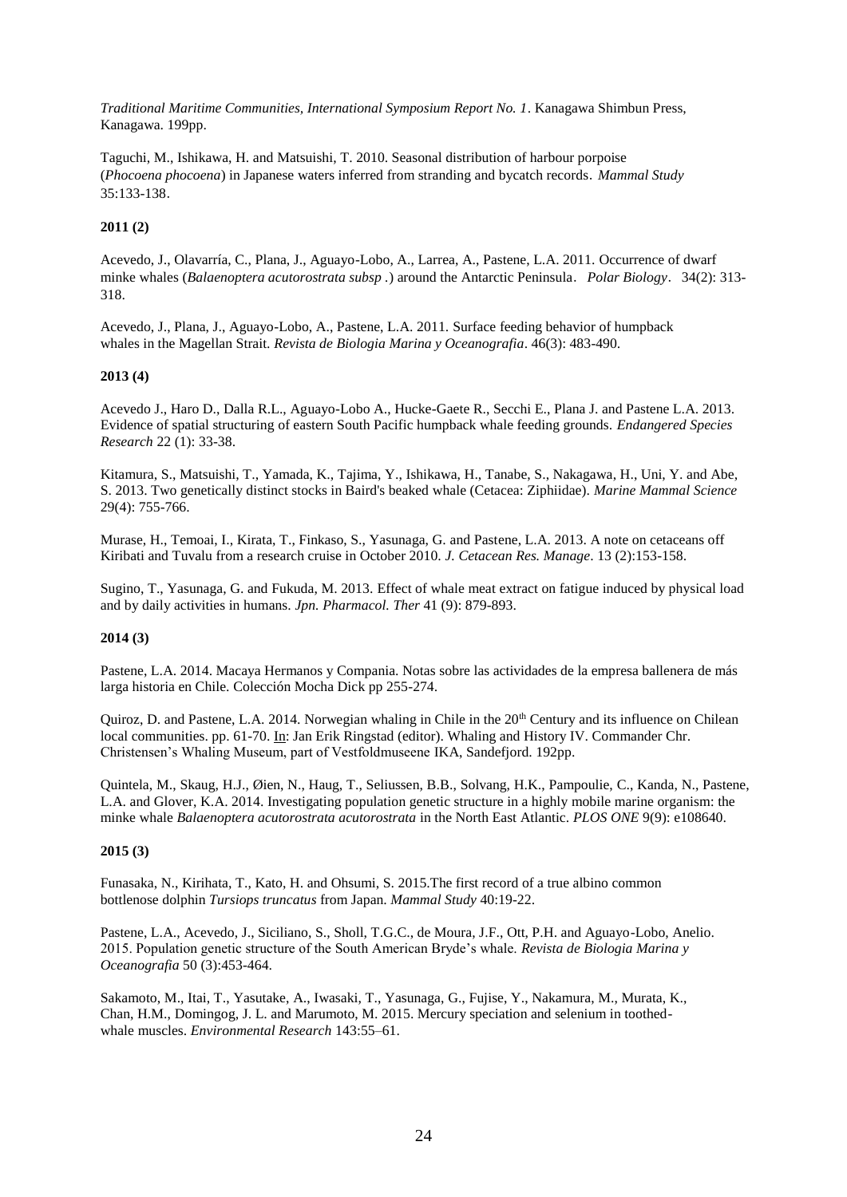*Traditional Maritime Communities, International Symposium Report No. 1*. Kanagawa Shimbun Press, Kanagawa. 199pp.

Taguchi, M., Ishikawa, H. and Matsuishi, T. 2010. Seasonal distribution of harbour porpoise (*Phocoena phocoena*) in Japanese waters inferred from stranding and bycatch records. *Mammal Study* 35:133-138.

**2011 (2)**

Acevedo, J., Olavarría, C., Plana, J., Aguayo-Lobo, A., Larrea, A., Pastene, L.A. 2011. Occurrence of dwarf minke whales (*Balaenoptera acutorostrata subsp*.) around the Antarctic Peninsula. *Polar Biology*. 34(2): 313-318.

Acevedo, J., Plana, J., Aguayo-Lobo, A., Pastene, L.A. 2011. Surface feeding behavior of humpback whales in the Magellan Strait. *Revista de Biologia Marina y Oceanografia*. 46(3): 483-490.

**2013 (4)**

Acevedo J., Haro D., Dalla R.L., Aguayo-Lobo A., Hucke-Gaete R., Secchi E., Plana J. and Pastene L.A. 2013. Evidence of spatial structuring of eastern South Pacific humpback whale feeding grounds. *Endangered Species Research* 22 (1): 33-38.

Kitamura, S., Matsuishi, T., Yamada, K., Tajima, Y., Ishikawa, H., Tanabe, S., Nakagawa, H., Uni, Y. and Abe, S. 2013. Two genetically distinct stocks in Baird's beaked whale (Cetacea: Ziphiidae). *Marine Mammal Science* 29(4): 755-766.

Murase, H., Temoai, I., Kirata, T., Finkaso, S., Yasunaga, G. and Pastene, L.A. 2013. A note on cetaceans off Kiribati and Tuvalu from a research cruise in October 2010. *J. Cetacean Res. Manage*. 13 (2):153-158.

Sugino, T., Yasunaga, G. and Fukuda, M. 2013. Effect of whale meat extract on fatigue induced by physical load and by daily activities in humans. *Jpn. Pharmacol. Ther* 41 (9): 879-893.

**2014 (3)**

Pastene, L.A. 2014. Macaya Hermanos y Compania. Notas sobre las actividades de la empresa ballenera de más larga historia en Chile. Colección Mocha Dick pp 255-274.

Quiroz, D. and Pastene, L.A. 2014. Norwegian whaling in Chile in the 20th Century and its influence on Chilean local communities. pp. 61-70. In: Jan Erik Ringstad (editor). Whaling and History IV. Commander Chr. Christensen's Whaling Museum, part of Vestfoldmuseene IKA, Sandefjord. 192pp.

Quintela, M., Skaug, H.J., Øien, N., Haug, T., Seliussen, B.B., Solvang, H.K., Pampoulie, C., Kanda, N., Pastene, L.A. and Glover, K.A. 2014. Investigating population genetic structure in a highly mobile marine organism: the minke whale *Balaenoptera acutorostrata acutorostrata* in the North East Atlantic. *PLOS ONE* 9(9): e108640.

**2015 (3)**

Funasaka, N., Kirihata, T., Kato, H. and Ohsumi, S. 2015.The first record of a true albino common bottlenose dolphin *Tursiops truncatus* from Japan. *Mammal Study* 40:19-22.

Pastene, L.A., Acevedo, J., Siciliano, S., Sholl, T.G.C., de Moura, J.F., Ott, P.H. and Aguayo-Lobo, Anelio. 2015. Population genetic structure of the South American Bryde's whale. *Revista de Biologia Marina y Oceanografia* 50 (3):453-464.

Sakamoto, M., Itai, T., Yasutake, A., Iwasaki, T., Yasunaga, G., Fujise, Y., Nakamura, M., Murata, K., Chan, H.M., Domingog, J. L. and Marumoto, M. 2015. Mercury speciation and selenium in toothed-whale muscles. *Environmental Research* 143:55–61.